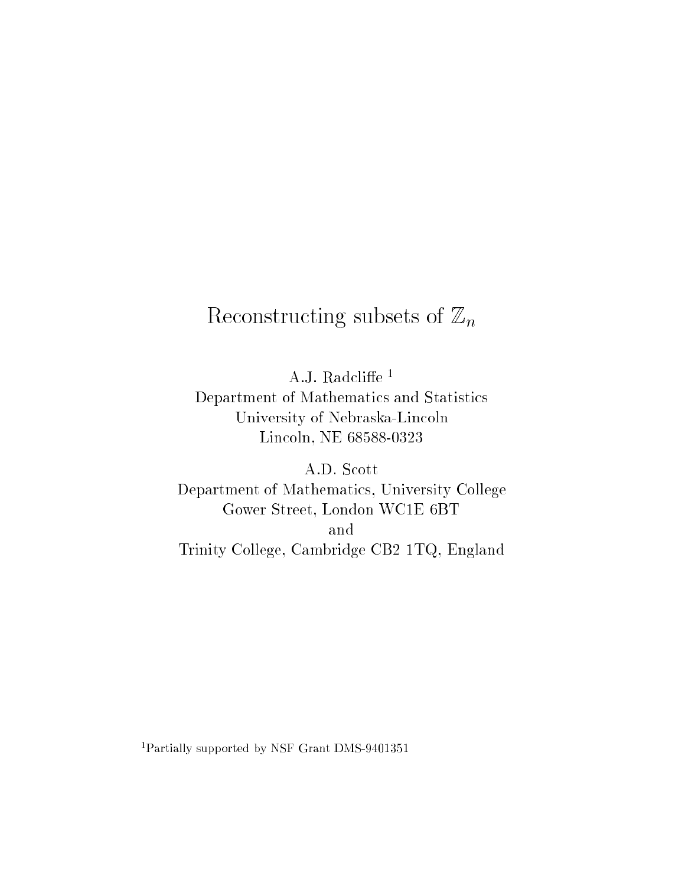# Reconstructing subsets of $\mathbb{Z}_n$

A.J. Radcliffe [1]
Department of Mathematics and Statistics
University of Nebraska-Lincoln
Lincoln, NE 68588-0323

A.D. Scott
Department of Mathematics, University College
Gower Street, London WC1E 6BT
and
Trinity College, Cambridge CB2 1TQ, England

[1] Partially supported by NSF Grant DMS-9401351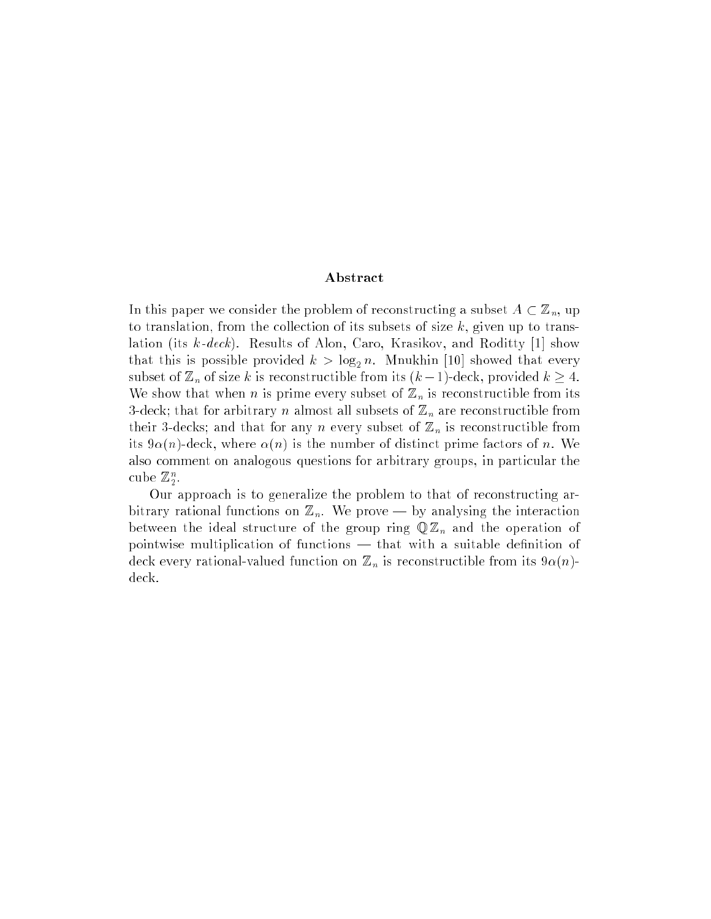## Abstract

In this paper we consider the problem of reconstructing a subset $A \subset \mathbb{Z}_n$, up to translation, from the collection of its subsets of size $k$, given up to translation (its *$k$-deck*). Results of Alon, Caro, Krasikov, and Roditty [1] show that this is possible provided $k > \log_2 n$. Mnukhin [10] showed that every subset of $\mathbb{Z}_n$ of size $k$ is reconstructible from its $(k-1)$-deck, provided $k \geq 4$. We show that when $n$ is prime every subset of $\mathbb{Z}_n$ is reconstructible from its 3-deck; that for arbitrary $n$ almost all subsets of $\mathbb{Z}_n$ are reconstructible from their 3-decks; and that for any $n$ every subset of $\mathbb{Z}_n$ is reconstructible from its $9\alpha(n)$-deck, where $\alpha(n)$ is the number of distinct prime factors of $n$. We also comment on analogous questions for arbitrary groups, in particular the cube $\mathbb{Z}_2^n$.

Our approach is to generalize the problem to that of reconstructing arbitrary rational functions on $\mathbb{Z}_n$. We prove — by analysing the interaction between the ideal structure of the group ring $\mathbb{Q}\mathbb{Z}_n$ and the operation of pointwise multiplication of functions — that with a suitable definition of deck every rational-valued function on $\mathbb{Z}_n$ is reconstructible from its $9\alpha(n)$-deck.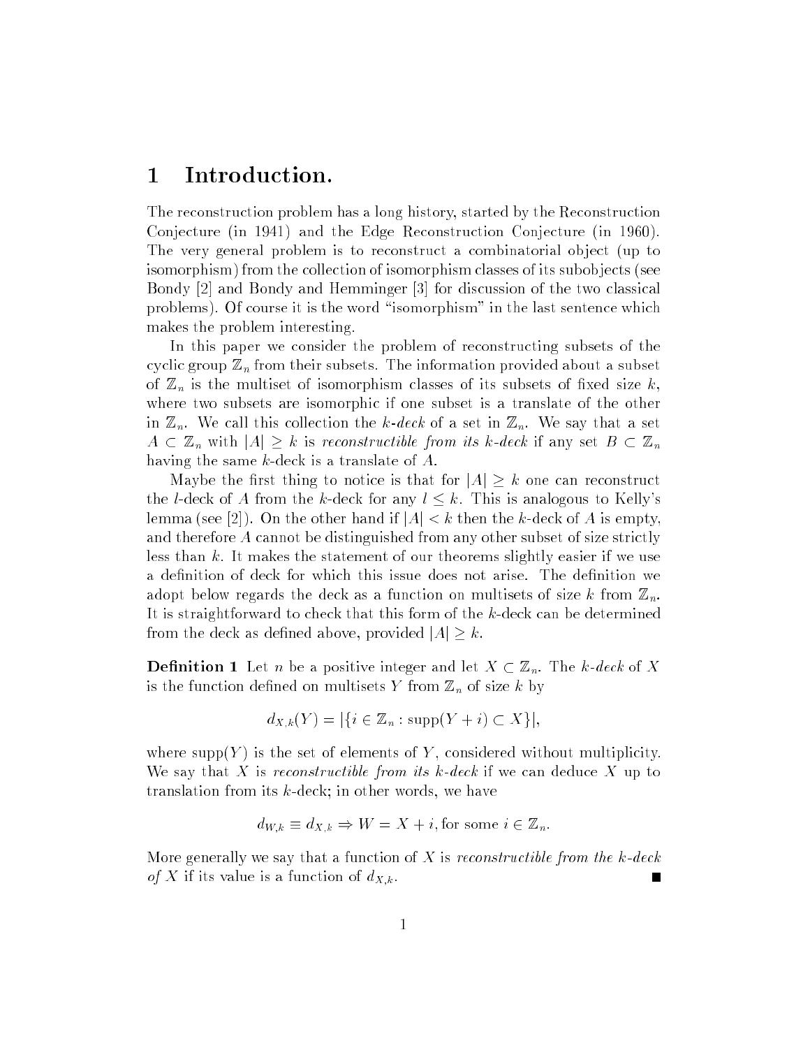# 1 Introduction.

The reconstruction problem has a long history, started by the Reconstruction Conjecture (in 1941) and the Edge Reconstruction Conjecture (in 1960). The very general problem is to reconstruct a combinatorial object (up to isomorphism) from the collection of isomorphism classes of its subobjects (see Bondy [2] and Bondy and Hemminger [3] for discussion of the two classical problems). Of course it is the word "isomorphism" in the last sentence which makes the problem interesting.

In this paper we consider the problem of reconstructing subsets of the cyclic group $\mathbb{Z}_n$ from their subsets. The information provided about a subset of $\mathbb{Z}_n$ is the multiset of isomorphism classes of its subsets of fixed size $k$, where two subsets are isomorphic if one subset is a translate of the other in $\mathbb{Z}_n$. We call this collection the *$k$-deck* of a set in $\mathbb{Z}_n$. We say that a set $A \subset \mathbb{Z}_n$ with $|A| \geq k$ is *reconstructible from its $k$-deck* if any set $B \subset \mathbb{Z}_n$ having the same $k$-deck is a translate of $A$.

Maybe the first thing to notice is that for $|A| \geq k$ one can reconstruct the $l$-deck of $A$ from the $k$-deck for any $l \leq k$. This is analogous to Kelly's lemma (see [2]). On the other hand if $|A| < k$ then the $k$-deck of $A$ is empty, and therefore $A$ cannot be distinguished from any other subset of size strictly less than $k$. It makes the statement of our theorems slightly easier if we use a definition of deck for which this issue does not arise. The definition we adopt below regards the deck as a function on multisets of size $k$ from $\mathbb{Z}_n$. It is straightforward to check that this form of the $k$-deck can be determined from the deck as defined above, provided $|A| \geq k$.

**Definition 1** Let $n$ be a positive integer and let $X \subset \mathbb{Z}_n$. The *$k$-deck* of $X$ is the function defined on multisets $Y$ from $\mathbb{Z}_n$ of size $k$ by

$$d_{X,k}(Y) = |\{i \in \mathbb{Z}_n : \text{supp}(Y + i) \subset X\}|,$$

where $\text{supp}(Y)$ is the set of elements of $Y$, considered without multiplicity. We say that $X$ is *reconstructible from its $k$-deck* if we can deduce $X$ up to translation from its $k$-deck; in other words, we have

$$d_{W,k} \equiv d_{X,k} \Rightarrow W = X + i, \text{for some } i \in \mathbb{Z}_n.$$

More generally we say that a function of $X$ is *reconstructible from the $k$-deck of $X$* if its value is a function of $d_{X,k}$. ∎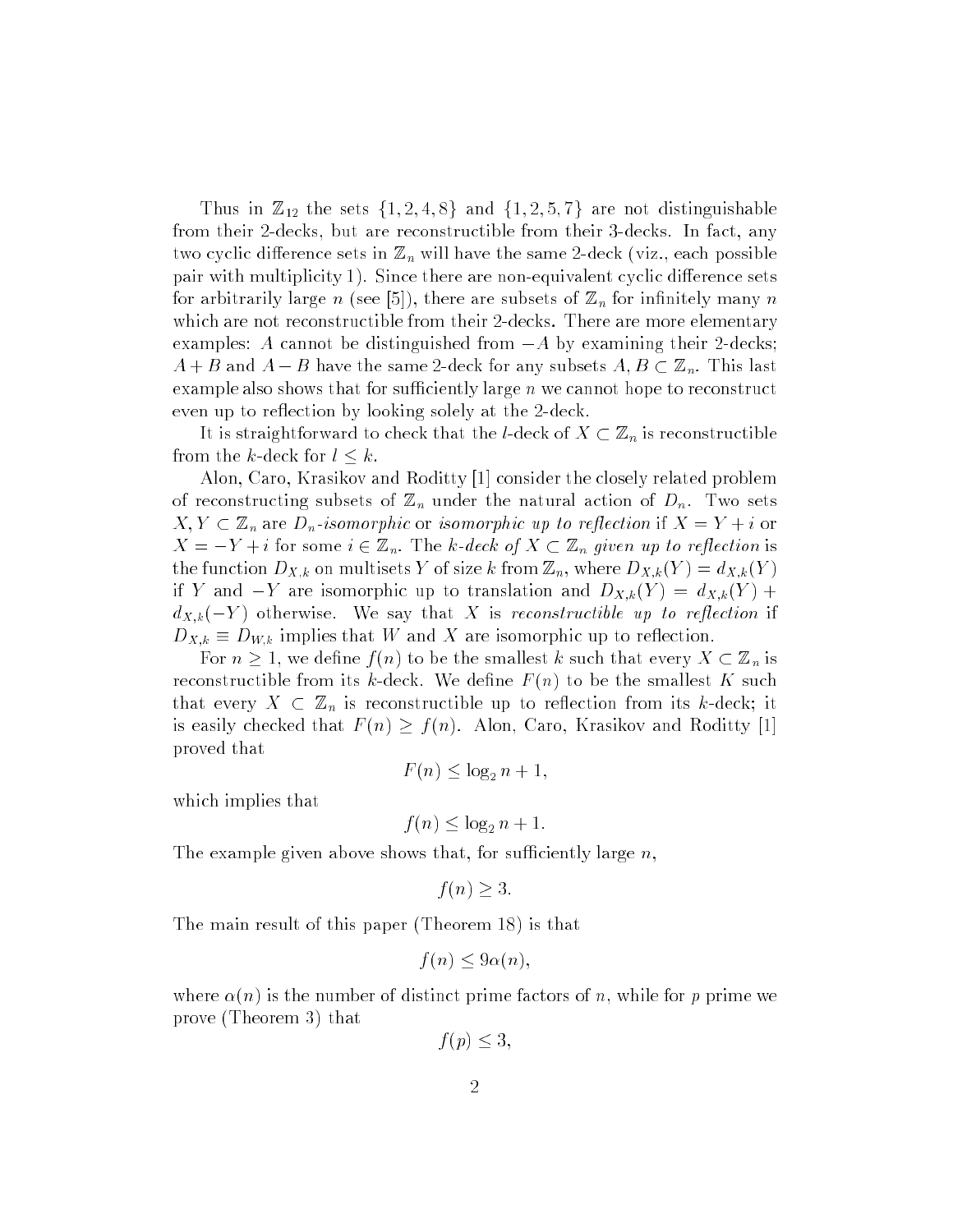Thus in $\mathbb{Z}_{12}$ the sets $\{1, 2, 4, 8\}$ and $\{1, 2, 5, 7\}$ are not distinguishable from their 2-decks, but are reconstructible from their 3-decks. In fact, any two cyclic difference sets in $\mathbb{Z}_n$ will have the same 2-deck (viz., each possible pair with multiplicity 1). Since there are non-equivalent cyclic difference sets for arbitrarily large $n$ (see [5]), there are subsets of $\mathbb{Z}_n$ for infinitely many $n$ which are not reconstructible from their 2-decks. There are more elementary examples: $A$ cannot be distinguished from $-A$ by examining their 2-decks; $A+B$ and $A-B$ have the same 2-deck for any subsets $A, B \subset \mathbb{Z}_n$. This last example also shows that for sufficiently large $n$ we cannot hope to reconstruct even up to reflection by looking solely at the 2-deck.

It is straightforward to check that the $l$-deck of $X \subset \mathbb{Z}_n$ is reconstructible from the $k$-deck for $l \leq k$.

Alon, Caro, Krasikov and Roditty [1] consider the closely related problem of reconstructing subsets of $\mathbb{Z}_n$ under the natural action of $D_n$. Two sets $X, Y \subset \mathbb{Z}_n$ are *$D_n$-isomorphic* or *isomorphic up to reflection* if $X = Y + i$ or $X = -Y + i$ for some $i \in \mathbb{Z}_n$. The *$k$-deck of $X \subset \mathbb{Z}_n$ given up to reflection* is the function $D_{X,k}$ on multisets $Y$ of size $k$ from $\mathbb{Z}_n$, where $D_{X,k}(Y) = d_{X,k}(Y)$ if $Y$ and $-Y$ are isomorphic up to translation and $D_{X,k}(Y) = d_{X,k}(Y) + d_{X,k}(-Y)$ otherwise. We say that $X$ is *reconstructible up to reflection* if $D_{X,k} \equiv D_{W,k}$ implies that $W$ and $X$ are isomorphic up to reflection.

For $n \geq 1$, we define $f(n)$ to be the smallest $k$ such that every $X \subset \mathbb{Z}_n$ is reconstructible from its $k$-deck. We define $F(n)$ to be the smallest $K$ such that every $X \subset \mathbb{Z}_n$ is reconstructible up to reflection from its $k$-deck; it is easily checked that $F(n) \geq f(n)$. Alon, Caro, Krasikov and Roditty [1] proved that

$$F(n) \leq \log_2 n + 1,$$

which implies that

$$f(n) \leq \log_2 n + 1.$$

The example given above shows that, for sufficiently large $n$,

$$f(n) \geq 3.$$

The main result of this paper (Theorem 18) is that

$$f(n) \leq 9\alpha(n),$$

where $\alpha(n)$ is the number of distinct prime factors of $n$, while for $p$ prime we prove (Theorem 3) that

$$f(p) \leq 3,$$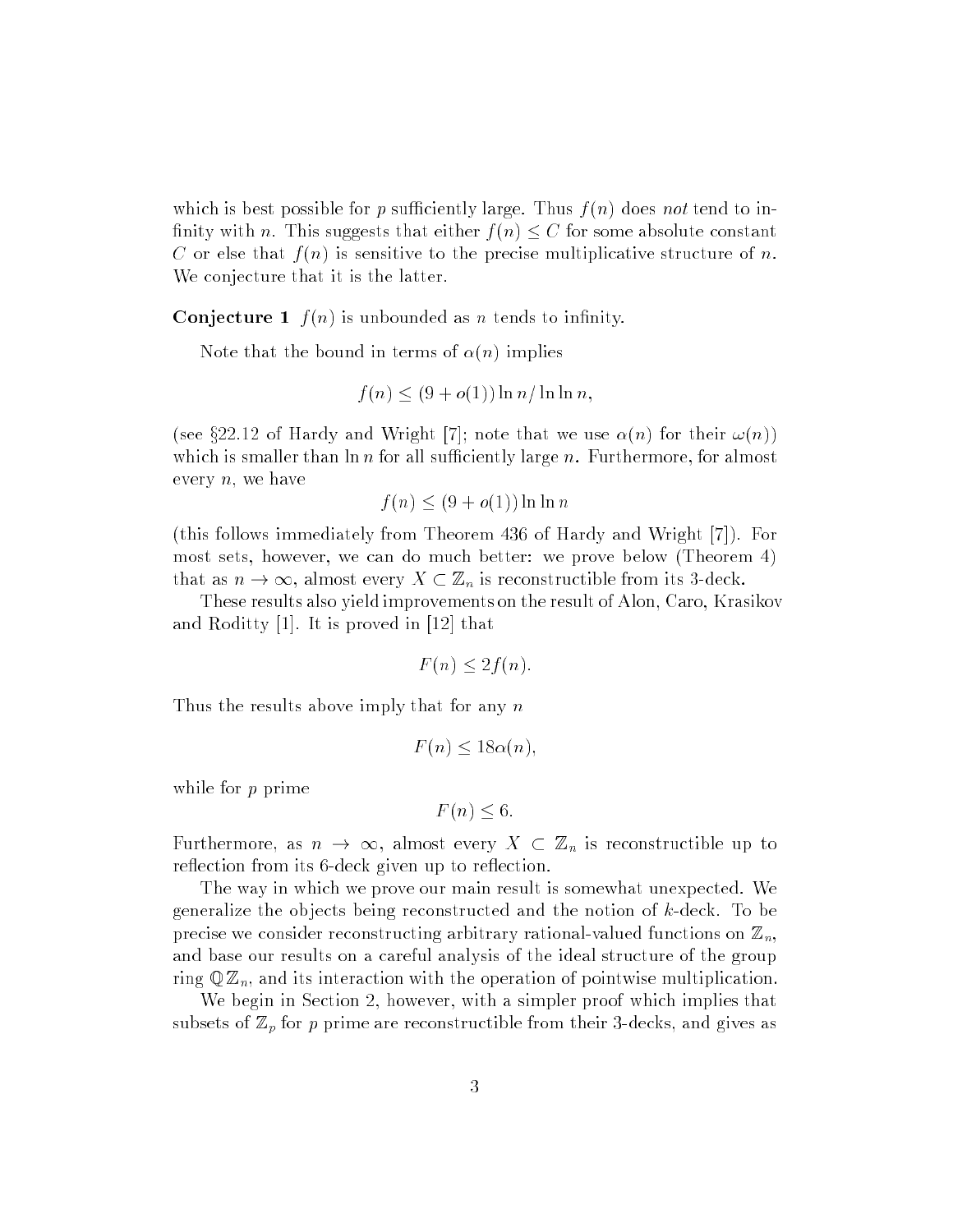which is best possible for $p$ sufficiently large. Thus $f(n)$ does *not* tend to infinity with $n$. This suggests that either $f(n) \leq C$ for some absolute constant $C$ or else that $f(n)$ is sensitive to the precise multiplicative structure of $n$. We conjecture that it is the latter.

**Conjecture 1** $f(n)$ is unbounded as $n$ tends to infinity.

Note that the bound in terms of $\alpha(n)$ implies

$$f(n) \leq (9 + o(1)) \ln n / \ln \ln n,$$

(see §22.12 of Hardy and Wright [7]; note that we use $\alpha(n)$ for their $\omega(n)$) which is smaller than $\ln n$ for all sufficiently large $n$. Furthermore, for almost every $n$, we have

$$f(n) \leq (9 + o(1)) \ln \ln n$$

(this follows immediately from Theorem 436 of Hardy and Wright [7]). For most sets, however, we can do much better: we prove below (Theorem 4) that as $n \to \infty$, almost every $X \subset \mathbb{Z}_n$ is reconstructible from its 3-deck.

These results also yield improvements on the result of Alon, Caro, Krasikov and Roditty [1]. It is proved in [12] that

$$F(n) \leq 2f(n).$$

Thus the results above imply that for any $n$

$$F(n) \leq 18\alpha(n),$$

while for $p$ prime

$$F(n) \leq 6.$$

Furthermore, as $n \to \infty$, almost every $X \subset \mathbb{Z}_n$ is reconstructible up to reflection from its 6-deck given up to reflection.

The way in which we prove our main result is somewhat unexpected. We generalize the objects being reconstructed and the notion of $k$-deck. To be precise we consider reconstructing arbitrary rational-valued functions on $\mathbb{Z}_n$, and base our results on a careful analysis of the ideal structure of the group ring $\mathbb{Q}\mathbb{Z}_n$, and its interaction with the operation of pointwise multiplication.

We begin in Section 2, however, with a simpler proof which implies that subsets of $\mathbb{Z}_p$ for $p$ prime are reconstructible from their 3-decks, and gives as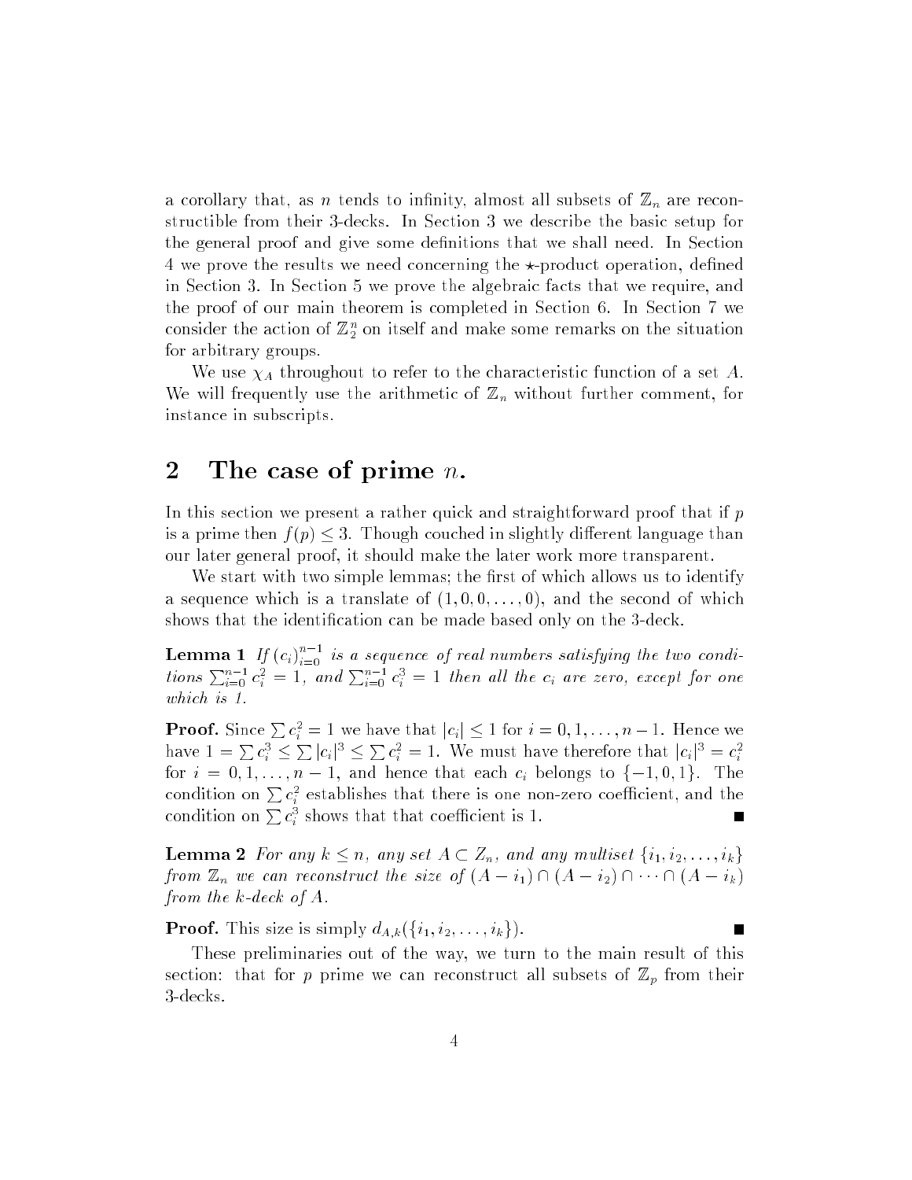a corollary that, as $n$ tends to infinity, almost all subsets of $\mathbb{Z}_n$ are reconstructible from their 3-decks. In Section 3 we describe the basic setup for the general proof and give some definitions that we shall need. In Section 4 we prove the results we need concerning the $\star$-product operation, defined in Section 3. In Section 5 we prove the algebraic facts that we require, and the proof of our main theorem is completed in Section 6. In Section 7 we consider the action of $\mathbb{Z}_2^n$ on itself and make some remarks on the situation for arbitrary groups.

We use $\chi_A$ throughout to refer to the characteristic function of a set $A$. We will frequently use the arithmetic of $\mathbb{Z}_n$ without further comment, for instance in subscripts.

## 2 The case of prime $n$.

In this section we present a rather quick and straightforward proof that if $p$ is a prime then $f(p) \leq 3$. Though couched in slightly different language than our later general proof, it should make the later work more transparent.

We start with two simple lemmas; the first of which allows us to identify a sequence which is a translate of $(1, 0, 0, \ldots, 0)$, and the second of which shows that the identification can be made based only on the 3-deck.

**Lemma 1** *If $(c_i)_{i=0}^{n-1}$ is a sequence of real numbers satisfying the two conditions $\sum_{i=0}^{n-1} c_i^2 = 1$, and $\sum_{i=0}^{n-1} c_i^3 = 1$ then all the $c_i$ are zero, except for one which is 1.*

**Proof.** Since $\sum c_i^2 = 1$ we have that $|c_i| \leq 1$ for $i = 0, 1, \ldots, n-1$. Hence we have $1 = \sum c_i^3 \leq \sum |c_i|^3 \leq \sum c_i^2 = 1$. We must have therefore that $|c_i|^3 = c_i^2$ for $i = 0, 1, \ldots, n-1$, and hence that each $c_i$ belongs to $\{-1, 0, 1\}$. The condition on $\sum c_i^2$ establishes that there is one non-zero coefficient, and the condition on $\sum c_i^3$ shows that that coefficient is 1. ∎

**Lemma 2** *For any $k \leq n$, any set $A \subset Z_n$, and any multiset $\{i_1, i_2, \ldots, i_k\}$ from $\mathbb{Z}_n$ we can reconstruct the size of $(A - i_1) \cap (A - i_2) \cap \cdots \cap (A - i_k)$ from the $k$-deck of $A$.*

**Proof.** This size is simply $d_{A,k}(\{i_1, i_2, \ldots, i_k\})$. ∎

These preliminaries out of the way, we turn to the main result of this section: that for $p$ prime we can reconstruct all subsets of $\mathbb{Z}_p$ from their 3-decks.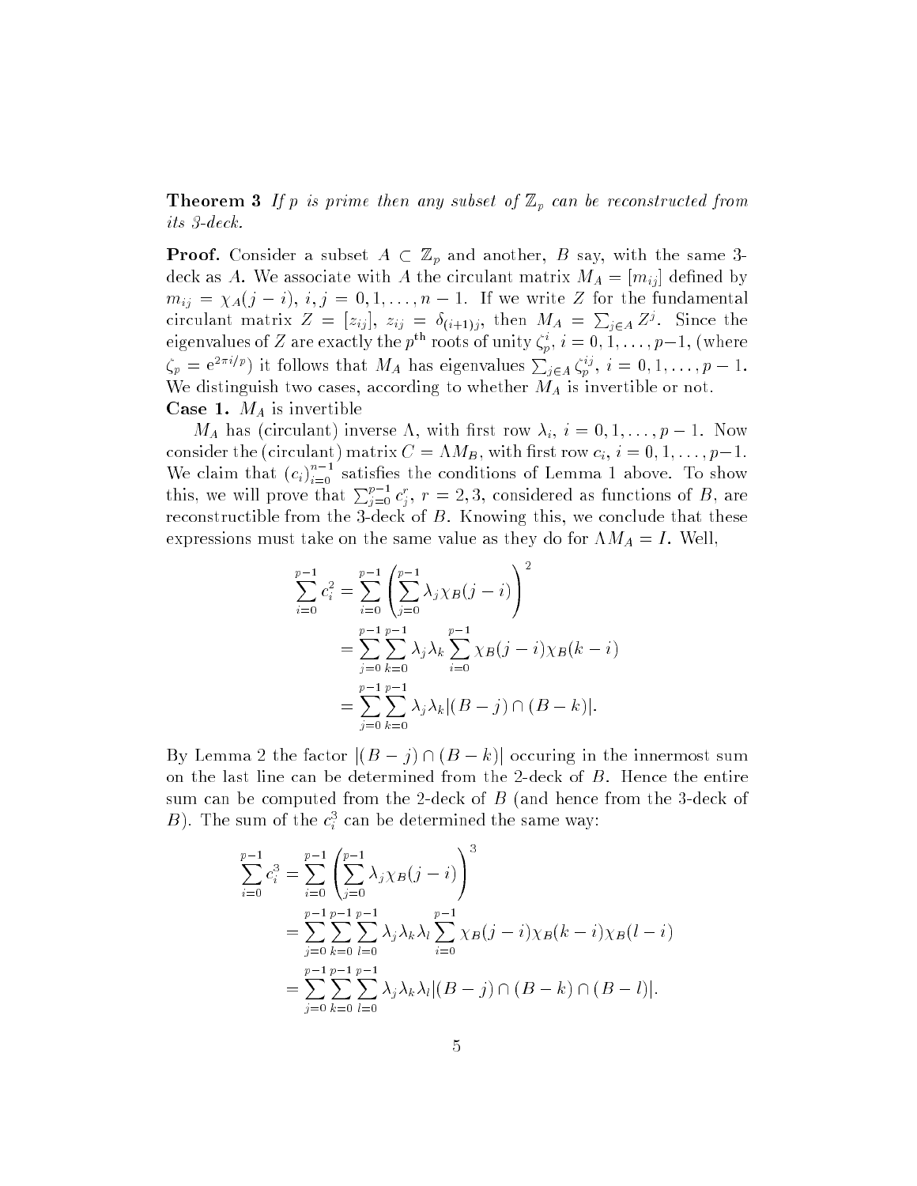**Theorem 3** *If $p$ is prime then any subset of $\mathbb{Z}_p$ can be reconstructed from its 3-deck.*

**Proof.** Consider a subset $A \subset \mathbb{Z}_p$ and another, $B$ say, with the same 3-deck as $A$. We associate with $A$ the circulant matrix $M_A = [m_{ij}]$ defined by $m_{ij} = \chi_A(j-i)$, $i, j = 0, 1, \ldots, n-1$. If we write $Z$ for the fundamental circulant matrix $Z = [z_{ij}]$, $z_{ij} = \delta_{(i+1)j}$, then $M_A = \sum_{j \in A} Z^j$. Since the eigenvalues of $Z$ are exactly the $p^{\text{th}}$ roots of unity $\zeta_p^i$, $i = 0, 1, \ldots, p-1$, (where $\zeta_p = e^{2\pi i/p}$) it follows that $M_A$ has eigenvalues $\sum_{j \in A} \zeta_p^{ij}$, $i = 0, 1, \ldots, p-1$. We distinguish two cases, according to whether $M_A$ is invertible or not.

**Case 1.** $M_A$ is invertible

$M_A$ has (circulant) inverse $\Lambda$, with first row $\lambda_i$, $i = 0, 1, \ldots, p-1$. Now consider the (circulant) matrix $C = \Lambda M_B$, with first row $c_i$, $i = 0, 1, \ldots, p-1$. We claim that $(c_i)_{i=0}^{n-1}$ satisfies the conditions of Lemma 1 above. To show this, we will prove that $\sum_{j=0}^{p-1} c_j^r$, $r = 2, 3$, considered as functions of $B$, are reconstructible from the 3-deck of $B$. Knowing this, we conclude that these expressions must take on the same value as they do for $\Lambda M_A = I$. Well,

$$
\begin{aligned}
\sum_{i=0}^{p-1} c_i^2 &= \sum_{i=0}^{p-1} \left( \sum_{j=0}^{p-1} \lambda_j \chi_B(j-i) \right)^2 \\
&= \sum_{j=0}^{p-1} \sum_{k=0}^{p-1} \lambda_j \lambda_k \sum_{i=0}^{p-1} \chi_B(j-i) \chi_B(k-i) \\
&= \sum_{j=0}^{p-1} \sum_{k=0}^{p-1} \lambda_j \lambda_k |(B-j) \cap (B-k)|.
\end{aligned}
$$

By Lemma 2 the factor $|(B-j) \cap (B-k)|$ occuring in the innermost sum on the last line can be determined from the 2-deck of $B$. Hence the entire sum can be computed from the 2-deck of $B$ (and hence from the 3-deck of $B$). The sum of the $c_i^3$ can be determined the same way:

$$
\begin{aligned}
\sum_{i=0}^{p-1} c_i^3 &= \sum_{i=0}^{p-1} \left( \sum_{j=0}^{p-1} \lambda_j \chi_B(j-i) \right)^3 \\
&= \sum_{j=0}^{p-1} \sum_{k=0}^{p-1} \sum_{l=0}^{p-1} \lambda_j \lambda_k \lambda_l \sum_{i=0}^{p-1} \chi_B(j-i) \chi_B(k-i) \chi_B(l-i) \\
&= \sum_{j=0}^{p-1} \sum_{k=0}^{p-1} \sum_{l=0}^{p-1} \lambda_j \lambda_k \lambda_l |(B-j) \cap (B-k) \cap (B-l)|.
\end{aligned}
$$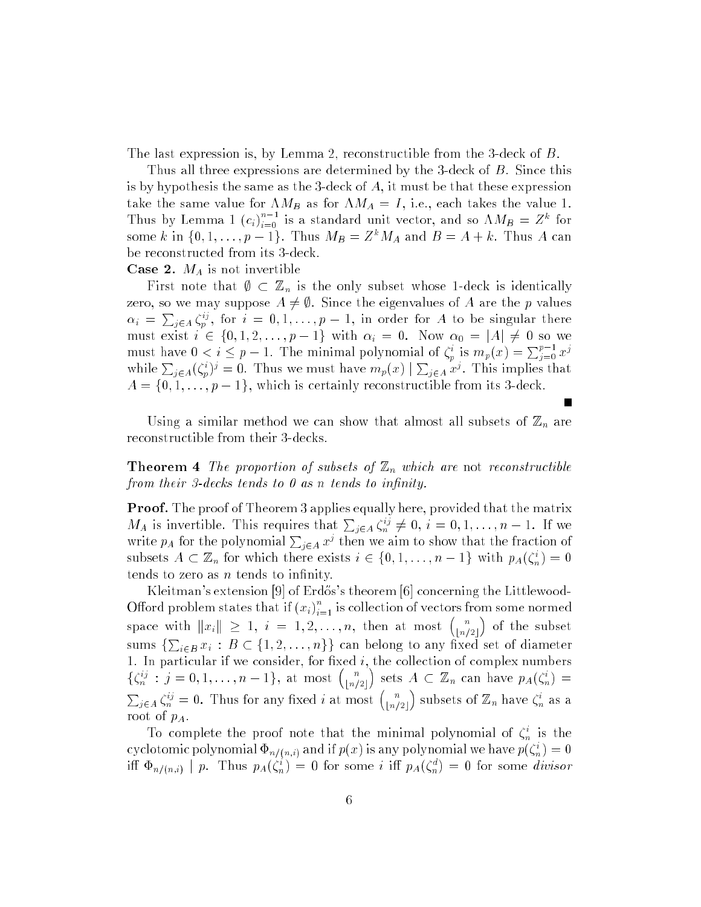The last expression is, by Lemma 2, reconstructible from the 3-deck of $B$.

Thus all three expressions are determined by the 3-deck of $B$. Since this is by hypothesis the same as the 3-deck of $A$, it must be that these expression take the same value for $\Lambda M_B$ as for $\Lambda M_A = I$, i.e., each takes the value 1. Thus by Lemma 1 $(c_i)_{i=0}^{n-1}$ is a standard unit vector, and so $\Lambda M_B = Z^k$ for some $k$ in $\{0, 1, \ldots, p-1\}$. Thus $M_B = Z^k M_A$ and $B = A + k$. Thus $A$ can be reconstructed from its 3-deck.

**Case 2.** $M_A$ is not invertible

First note that $\emptyset \subset \mathbb{Z}_n$ is the only subset whose 1-deck is identically zero, so we may suppose $A \neq \emptyset$. Since the eigenvalues of $A$ are the $p$ values $\alpha_i = \sum_{j \in A} \zeta_p^{ij}$, for $i = 0, 1, \ldots, p-1$, in order for $A$ to be singular there must exist $i \in \{0, 1, 2, \ldots, p-1\}$ with $\alpha_i = 0$. Now $\alpha_0 = |A| \neq 0$ so we must have $0 < i \leq p-1$. The minimal polynomial of $\zeta_p^i$ is $m_p(x) = \sum_{j=0}^{p-1} x^j$ while $\sum_{j \in A} (\zeta_p^i)^j = 0$. Thus we must have $m_p(x) \mid \sum_{j \in A} x^j$. This implies that $A = \{0, 1, \ldots, p-1\}$, which is certainly reconstructible from its 3-deck.

■

Using a similar method we can show that almost all subsets of $\mathbb{Z}_n$ are reconstructible from their 3-decks.

**Theorem 4** *The proportion of subsets of $\mathbb{Z}_n$ which are* not *reconstructible from their 3-decks tends to 0 as $n$ tends to infinity.*

**Proof.** The proof of Theorem 3 applies equally here, provided that the matrix $M_A$ is invertible. This requires that $\sum_{j \in A} \zeta_n^{ij} \neq 0$, $i = 0, 1, \ldots, n-1$. If we write $p_A$ for the polynomial $\sum_{j \in A} x^j$ then we aim to show that the fraction of subsets $A \subset \mathbb{Z}_n$ for which there exists $i \in \{0, 1, \ldots, n-1\}$ with $p_A(\zeta_n^i) = 0$ tends to zero as $n$ tends to infinity.

Kleitman's extension [9] of Erdős's theorem [6] concerning the Littlewood-Offord problem states that if $(x_i)_{i=1}^n$ is collection of vectors from some normed space with $\|x_i\| \geq 1$, $i = 1, 2, \ldots, n$, then at most $\binom{n}{\lfloor n/2 \rfloor}$ of the subset sums $\{\sum_{i \in B} x_i : B \subset \{1, 2, \ldots, n\}\}$ can belong to any fixed set of diameter 1. In particular if we consider, for fixed $i$, the collection of complex numbers $\{\zeta_n^{ij} : j = 0, 1, \ldots, n-1\}$, at most $\binom{n}{\lfloor n/2 \rfloor}$ sets $A \subset \mathbb{Z}_n$ can have $p_A(\zeta_n^i) = \sum_{j \in A} \zeta_n^{ij} = 0$. Thus for any fixed $i$ at most $\binom{n}{\lfloor n/2 \rfloor}$ subsets of $\mathbb{Z}_n$ have $\zeta_n^i$ as a root of $p_A$.

To complete the proof note that the minimal polynomial of $\zeta_n^i$ is the cyclotomic polynomial $\Phi_{n/(n,i)}$ and if $p(x)$ is any polynomial we have $p(\zeta_n^i) = 0$ iff $\Phi_{n/(n,i)} \mid p$. Thus $p_A(\zeta_n^i) = 0$ for some $i$ iff $p_A(\zeta_n^d) = 0$ for some *divisor*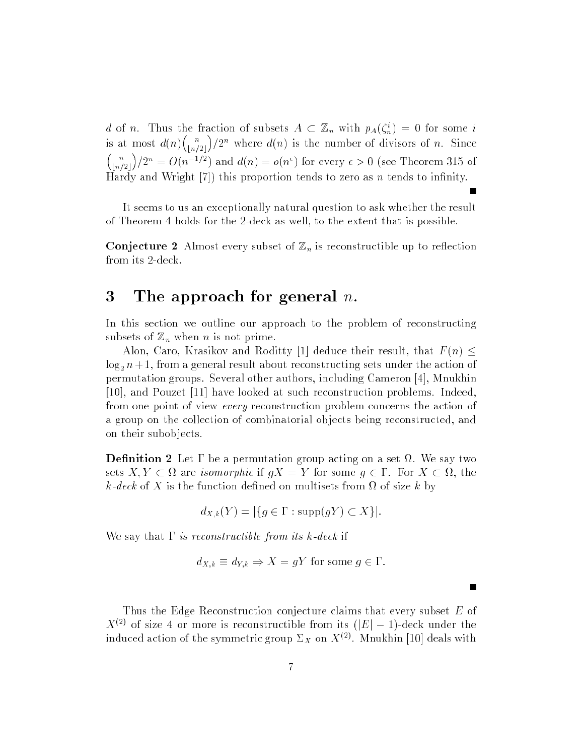$d$ of $n$. Thus the fraction of subsets $A \subset \mathbb{Z}_n$ with $p_A(\zeta_n^i) = 0$ for some $i$ is at most $d(n)\binom{n}{\lfloor n/2 \rfloor}/2^n$ where $d(n)$ is the number of divisors of $n$. Since $\binom{n}{\lfloor n/2 \rfloor}/2^n = O(n^{-1/2})$ and $d(n) = o(n^\epsilon)$ for every $\epsilon > 0$ (see Theorem 315 of Hardy and Wright [7]) this proportion tends to zero as $n$ tends to infinity.

■

It seems to us an exceptionally natural question to ask whether the result of Theorem 4 holds for the 2-deck as well, to the extent that is possible.

**Conjecture 2** Almost every subset of $\mathbb{Z}_n$ is reconstructible up to reflection from its 2-deck.

## 3 The approach for general $n$.

In this section we outline our approach to the problem of reconstructing subsets of $\mathbb{Z}_n$ when $n$ is not prime.

Alon, Caro, Krasikov and Roditty [1] deduce their result, that $F(n) \leq \log_2 n + 1$, from a general result about reconstructing sets under the action of permutation groups. Several other authors, including Cameron [4], Mnukhin [10], and Pouzet [11] have looked at such reconstruction problems. Indeed, from one point of view *every* reconstruction problem concerns the action of a group on the collection of combinatorial objects being reconstructed, and on their subobjects.

**Definition 2** Let $\Gamma$ be a permutation group acting on a set $\Omega$. We say two sets $X, Y \subset \Omega$ are *isomorphic* if $gX = Y$ for some $g \in \Gamma$. For $X \subset \Omega$, the *$k$-deck* of $X$ is the function defined on multisets from $\Omega$ of size $k$ by

$$d_{X,k}(Y) = |\{g \in \Gamma : \mathrm{supp}(gY) \subset X\}|.$$

We say that $\Gamma$ *is reconstructible from its $k$-deck* if

$$d_{X,k} \equiv d_{Y,k} \Rightarrow X = gY \text{ for some } g \in \Gamma.$$

■

Thus the Edge Reconstruction conjecture claims that every subset $E$ of $X^{(2)}$ of size 4 or more is reconstructible from its $(|E| - 1)$-deck under the induced action of the symmetric group $\Sigma_X$ on $X^{(2)}$. Mnukhin [10] deals with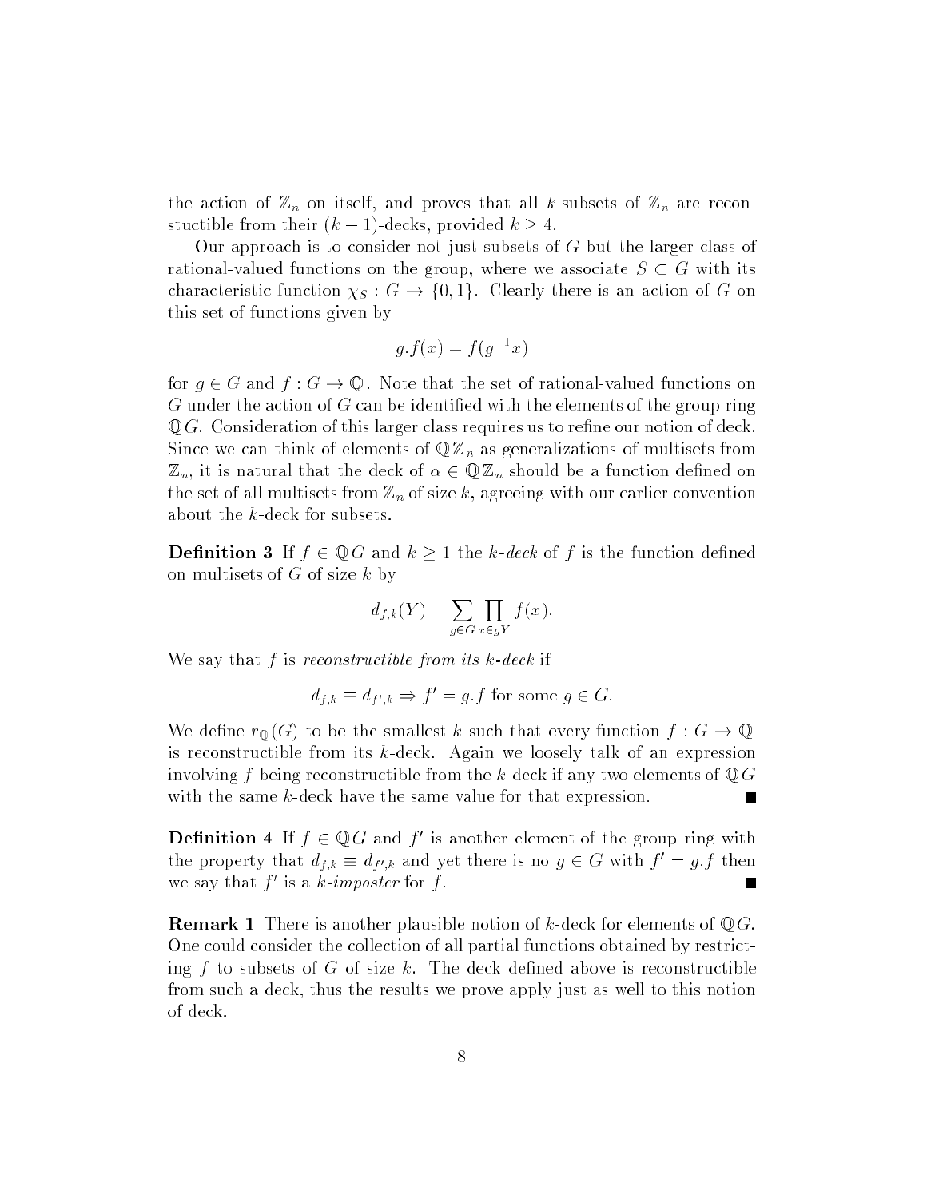the action of $\mathbb{Z}_n$ on itself, and proves that all $k$-subsets of $\mathbb{Z}_n$ are reconstuctible from their $(k-1)$-decks, provided $k \geq 4$.

Our approach is to consider not just subsets of $G$ but the larger class of rational-valued functions on the group, where we associate $S \subset G$ with its characteristic function $\chi_S : G \to \{0, 1\}$. Clearly there is an action of $G$ on this set of functions given by

$$g.f(x) = f(g^{-1}x)$$

for $g \in G$ and $f : G \to \mathbb{Q}$. Note that the set of rational-valued functions on $G$ under the action of $G$ can be identified with the elements of the group ring $\mathbb{Q}G$. Consideration of this larger class requires us to refine our notion of deck. Since we can think of elements of $\mathbb{Q}\mathbb{Z}_n$ as generalizations of multisets from $\mathbb{Z}_n$, it is natural that the deck of $\alpha \in \mathbb{Q}\mathbb{Z}_n$ should be a function defined on the set of all multisets from $\mathbb{Z}_n$ of size $k$, agreeing with our earlier convention about the $k$-deck for subsets.

**Definition 3** If $f \in \mathbb{Q}G$ and $k \geq 1$ the *$k$-deck* of $f$ is the function defined on multisets of $G$ of size $k$ by

$$d_{f,k}(Y) = \sum_{g \in G} \prod_{x \in gY} f(x).$$

We say that $f$ is *reconstructible from its $k$-deck* if

$$d_{f,k} \equiv d_{f',k} \Rightarrow f' = g.f \text{ for some } g \in G.$$

We define $r_{\mathbb{Q}}(G)$ to be the smallest $k$ such that every function $f : G \to \mathbb{Q}$ is reconstructible from its $k$-deck. Again we loosely talk of an expression involving $f$ being reconstructible from the $k$-deck if any two elements of $\mathbb{Q}G$ with the same $k$-deck have the same value for that expression. ■

**Definition 4** If $f \in \mathbb{Q}G$ and $f'$ is another element of the group ring with the property that $d_{f,k} \equiv d_{f',k}$ and yet there is no $g \in G$ with $f' = g.f$ then we say that $f'$ is a *$k$-imposter* for $f$. ■

**Remark 1** There is another plausible notion of $k$-deck for elements of $\mathbb{Q}G$. One could consider the collection of all partial functions obtained by restricting $f$ to subsets of $G$ of size $k$. The deck defined above is reconstructible from such a deck, thus the results we prove apply just as well to this notion of deck.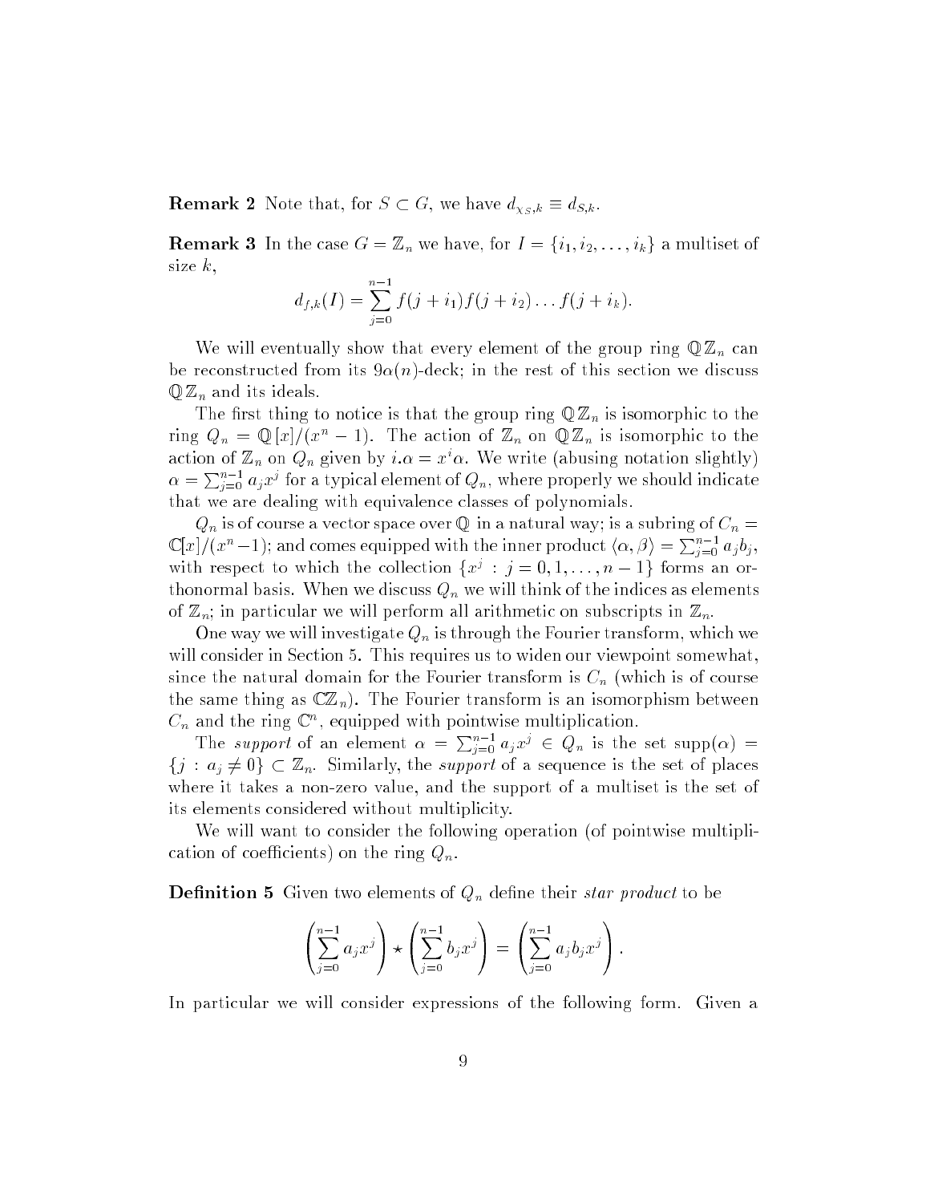**Remark 2** Note that, for $S \subset G$, we have $d_{\chi_S,k} \equiv d_{S,k}$.

**Remark 3** In the case $G = \mathbb{Z}_n$ we have, for $I = \{i_1, i_2, \ldots, i_k\}$ a multiset of size $k$,

$$d_{f,k}(I) = \sum_{j=0}^{n-1} f(j+i_1)f(j+i_2)\ldots f(j+i_k).$$

We will eventually show that every element of the group ring $\mathbb{Q}\mathbb{Z}_n$ can be reconstructed from its $9\alpha(n)$-deck; in the rest of this section we discuss $\mathbb{Q}\mathbb{Z}_n$ and its ideals.

The first thing to notice is that the group ring $\mathbb{Q}\mathbb{Z}_n$ is isomorphic to the ring $Q_n = \mathbb{Q}[x]/(x^n - 1)$. The action of $\mathbb{Z}_n$ on $\mathbb{Q}\mathbb{Z}_n$ is isomorphic to the action of $\mathbb{Z}_n$ on $Q_n$ given by $i.\alpha = x^i\alpha$. We write (abusing notation slightly) $\alpha = \sum_{j=0}^{n-1} a_j x^j$ for a typical element of $Q_n$, where properly we should indicate that we are dealing with equivalence classes of polynomials.

$Q_n$ is of course a vector space over $\mathbb{Q}$ in a natural way; is a subring of $C_n = \mathbb{C}[x]/(x^n-1)$; and comes equipped with the inner product $\langle \alpha, \beta \rangle = \sum_{j=0}^{n-1} a_j b_j$, with respect to which the collection $\{x^j : j = 0, 1, \ldots, n-1\}$ forms an orthonormal basis. When we discuss $Q_n$ we will think of the indices as elements of $\mathbb{Z}_n$; in particular we will perform all arithmetic on subscripts in $\mathbb{Z}_n$.

One way we will investigate $Q_n$ is through the Fourier transform, which we will consider in Section 5. This requires us to widen our viewpoint somewhat, since the natural domain for the Fourier transform is $C_n$ (which is of course the same thing as $\mathbb{C}\mathbb{Z}_n$). The Fourier transform is an isomorphism between $C_n$ and the ring $\mathbb{C}^n$, equipped with pointwise multiplication.

The *support* of an element $\alpha = \sum_{j=0}^{n-1} a_j x^j \in Q_n$ is the set $\text{supp}(\alpha) = \{j : a_j \neq 0\} \subset \mathbb{Z}_n$. Similarly, the *support* of a sequence is the set of places where it takes a non-zero value, and the support of a multiset is the set of its elements considered without multiplicity.

We will want to consider the following operation (of pointwise multiplication of coefficients) on the ring $Q_n$.

**Definition 5** Given two elements of $Q_n$ define their *star product* to be

$$\left(\sum_{j=0}^{n-1} a_j x^j\right) \star \left(\sum_{j=0}^{n-1} b_j x^j\right) = \left(\sum_{j=0}^{n-1} a_j b_j x^j\right).$$

In particular we will consider expressions of the following form. Given a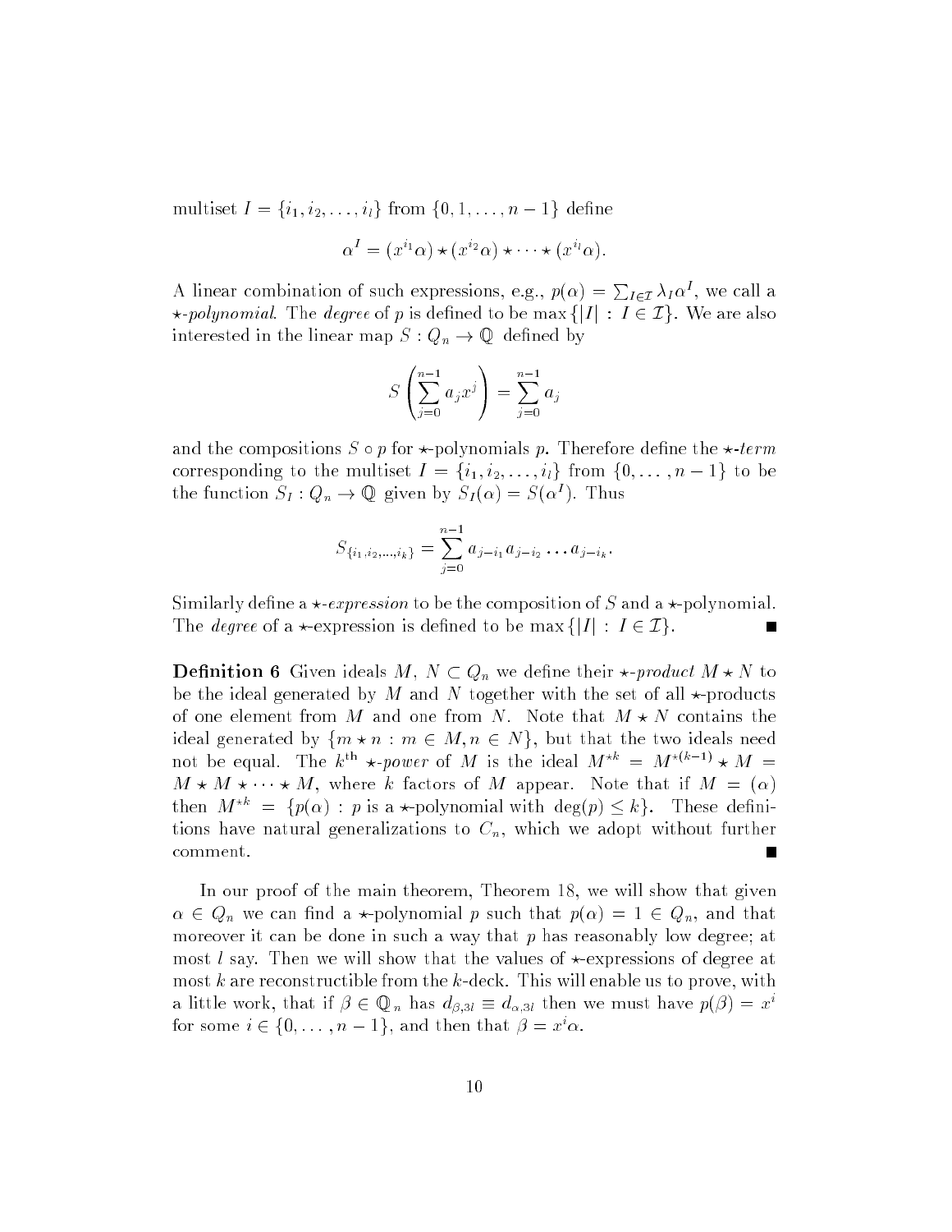multiset $I = \{i_1, i_2, \ldots, i_l\}$ from $\{0, 1, \ldots, n-1\}$ define

$$\alpha^I = (x^{i_1}\alpha) \star (x^{i_2}\alpha) \star \cdots \star (x^{i_l}\alpha).$$

A linear combination of such expressions, e.g., $p(\alpha) = \sum_{I \in \mathcal{I}} \lambda_I \alpha^I$, we call a *$\star$-polynomial*. The *degree* of $p$ is defined to be $\max\{|I| : I \in \mathcal{I}\}$. We are also interested in the linear map $S : Q_n \to \mathbb{Q}$ defined by

$$S\left(\sum_{j=0}^{n-1} a_j x^j\right) = \sum_{j=0}^{n-1} a_j$$

and the compositions $S \circ p$ for $\star$-polynomials $p$. Therefore define the *$\star$-term* corresponding to the multiset $I = \{i_1, i_2, \ldots, i_l\}$ from $\{0, \ldots, n-1\}$ to be the function $S_I : Q_n \to \mathbb{Q}$ given by $S_I(\alpha) = S(\alpha^I)$. Thus

$$S_{\{i_1, i_2, \ldots, i_k\}} = \sum_{j=0}^{n-1} a_{j-i_1} a_{j-i_2} \ldots a_{j-i_k}.$$

Similarly define a *$\star$-expression* to be the composition of $S$ and a $\star$-polynomial. The *degree* of a $\star$-expression is defined to be $\max\{|I| : I \in \mathcal{I}\}$. ∎

**Definition 6** Given ideals $M$, $N \subset Q_n$ we define their *$\star$-product* $M \star N$ to be the ideal generated by $M$ and $N$ together with the set of all $\star$-products of one element from $M$ and one from $N$. Note that $M \star N$ contains the ideal generated by $\{m \star n : m \in M, n \in N\}$, but that the two ideals need not be equal. The $k^{\text{th}}$ *$\star$-power* of $M$ is the ideal $M^{\star k} = M^{\star(k-1)} \star M = M \star M \star \cdots \star M$, where $k$ factors of $M$ appear. Note that if $M = (\alpha)$ then $M^{\star k} = \{p(\alpha) : p \text{ is a } \star\text{-polynomial with } \deg(p) \leq k\}$. These definitions have natural generalizations to $C_n$, which we adopt without further comment. ∎

In our proof of the main theorem, Theorem 18, we will show that given $\alpha \in Q_n$ we can find a $\star$-polynomial $p$ such that $p(\alpha) = 1 \in Q_n$, and that moreover it can be done in such a way that $p$ has reasonably low degree; at most $l$ say. Then we will show that the values of $\star$-expressions of degree at most $k$ are reconstructible from the $k$-deck. This will enable us to prove, with a little work, that if $\beta \in \mathbb{Q}_n$ has $d_{\beta,3l} \equiv d_{\alpha,3l}$ then we must have $p(\beta) = x^i$ for some $i \in \{0, \ldots, n-1\}$, and then that $\beta = x^i\alpha$.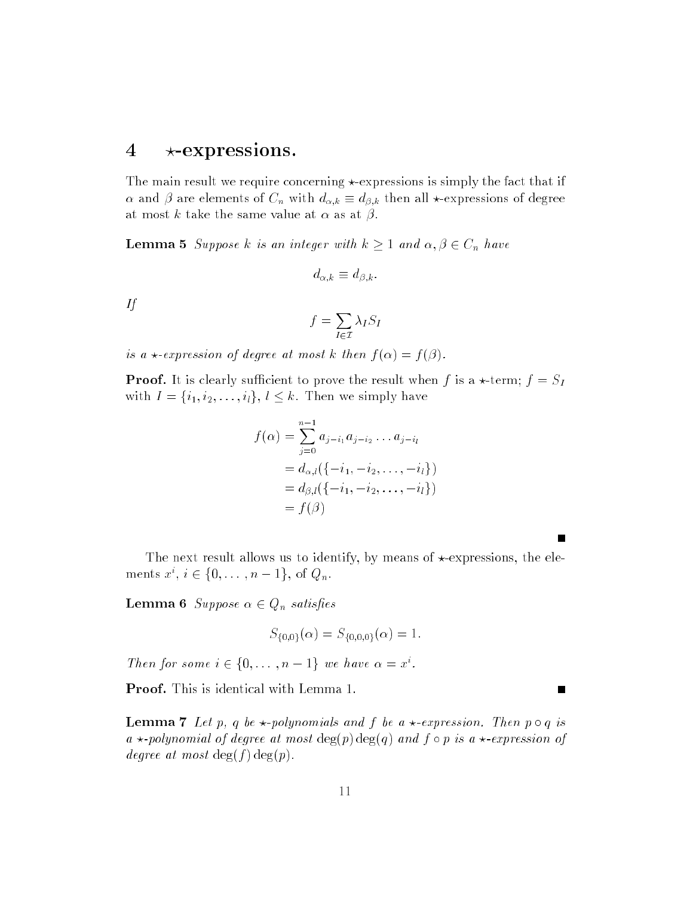## 4 $\star$-expressions.

The main result we require concerning $\star$-expressions is simply the fact that if $\alpha$ and $\beta$ are elements of $C_n$ with $d_{\alpha,k} \equiv d_{\beta,k}$ then all $\star$-expressions of degree at most $k$ take the same value at $\alpha$ as at $\beta$.

**Lemma 5** *Suppose $k$ is an integer with $k \geq 1$ and $\alpha, \beta \in C_n$ have*

$$d_{\alpha,k} \equiv d_{\beta,k}.$$

*If*

$$f = \sum_{I \in \mathcal{I}} \lambda_I S_I$$

*is a $\star$-expression of degree at most $k$ then $f(\alpha) = f(\beta)$.*

**Proof.** It is clearly sufficient to prove the result when $f$ is a $\star$-term; $f = S_I$ with $I = \{i_1, i_2, \ldots, i_l\}$, $l \leq k$. Then we simply have

$$\begin{aligned}
f(\alpha) &= \sum_{j=0}^{n-1} a_{j-i_1} a_{j-i_2} \ldots a_{j-i_l} \\
&= d_{\alpha,l}(\{-i_1, -i_2, \ldots, -i_l\}) \\
&= d_{\beta,l}(\{-i_1, -i_2, \ldots, -i_l\}) \\
&= f(\beta)
\end{aligned}$$

∎

The next result allows us to identify, by means of $\star$-expressions, the elements $x^i$, $i \in \{0, \ldots, n-1\}$, of $Q_n$.

**Lemma 6** *Suppose $\alpha \in Q_n$ satisfies*

$$S_{\{0,0\}}(\alpha) = S_{\{0,0,0\}}(\alpha) = 1.$$

*Then for some $i \in \{0, \ldots, n-1\}$ we have $\alpha = x^i$.*

**Proof.** This is identical with Lemma 1. ∎

**Lemma 7** *Let $p$, $q$ be $\star$-polynomials and $f$ be a $\star$-expression. Then $p \circ q$ is a $\star$-polynomial of degree at most $\deg(p)\deg(q)$ and $f \circ p$ is a $\star$-expression of degree at most $\deg(f)\deg(p)$.*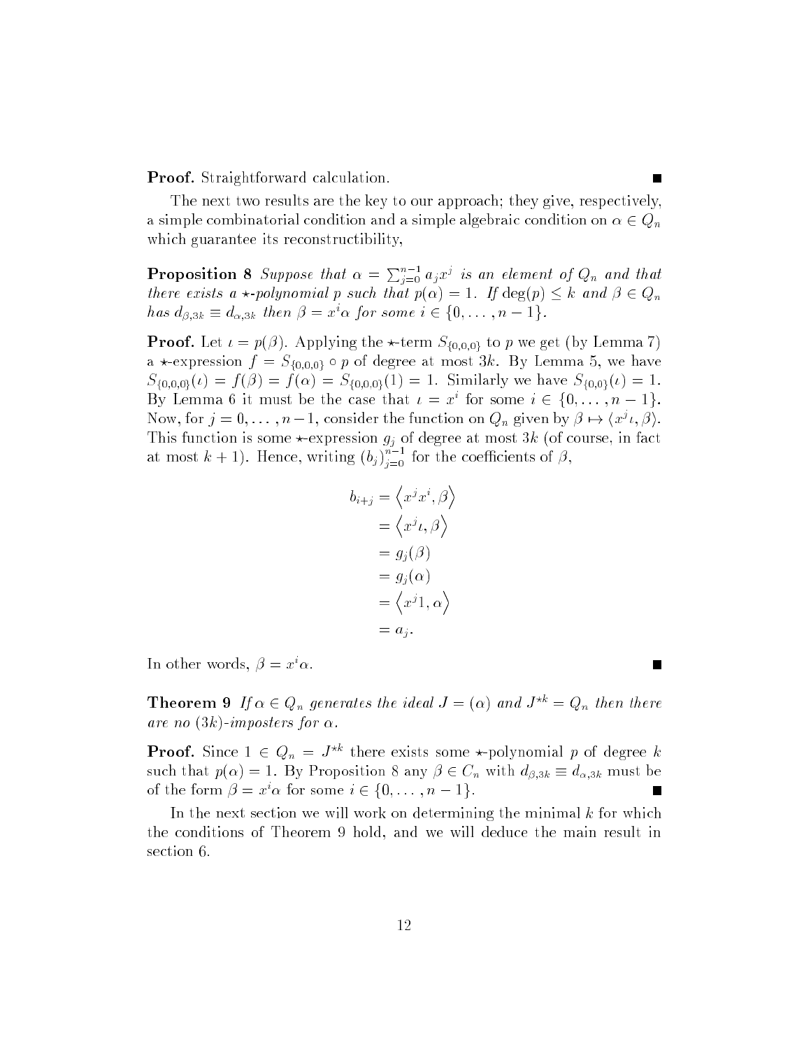**Proof.** Straightforward calculation. ∎

The next two results are the key to our approach; they give, respectively, a simple combinatorial condition and a simple algebraic condition on $\alpha \in Q_n$ which guarantee its reconstructibility,

**Proposition 8** *Suppose that $\alpha = \sum_{j=0}^{n-1} a_j x^j$ is an element of $Q_n$ and that there exists a $\star$-polynomial $p$ such that $p(\alpha) = 1$. If $\deg(p) \leq k$ and $\beta \in Q_n$ has $d_{\beta,3k} \equiv d_{\alpha,3k}$ then $\beta = x^i\alpha$ for some $i \in \{0, \ldots, n-1\}$.*

**Proof.** Let $\iota = p(\beta)$. Applying the $\star$-term $S_{\{0,0,0\}}$ to $p$ we get (by Lemma 7) a $\star$-expression $f = S_{\{0,0,0\}} \circ p$ of degree at most $3k$. By Lemma 5, we have $S_{\{0,0,0\}}(\iota) = f(\beta) = f(\alpha) = S_{\{0,0,0\}}(1) = 1$. Similarly we have $S_{\{0,0\}}(\iota) = 1$. By Lemma 6 it must be the case that $\iota = x^i$ for some $i \in \{0, \ldots, n-1\}$. Now, for $j = 0, \ldots, n-1$, consider the function on $Q_n$ given by $\beta \mapsto \langle x^j\iota, \beta\rangle$. This function is some $\star$-expression $g_j$ of degree at most $3k$ (of course, in fact at most $k+1$). Hence, writing $(b_j)_{j=0}^{n-1}$ for the coefficients of $\beta$,

$$
\begin{aligned}
b_{i+j} &= \left\langle x^j x^i, \beta \right\rangle \\
&= \left\langle x^j \iota, \beta \right\rangle \\
&= g_j(\beta) \\
&= g_j(\alpha) \\
&= \left\langle x^j 1, \alpha \right\rangle \\
&= a_j.
\end{aligned}
$$

In other words, $\beta = x^i\alpha$. ∎

**Theorem 9** *If $\alpha \in Q_n$ generates the ideal $J = (\alpha)$ and $J^{\star k} = Q_n$ then there are no $(3k)$-imposters for $\alpha$.*

**Proof.** Since $1 \in Q_n = J^{\star k}$ there exists some $\star$-polynomial $p$ of degree $k$ such that $p(\alpha) = 1$. By Proposition 8 any $\beta \in C_n$ with $d_{\beta,3k} \equiv d_{\alpha,3k}$ must be of the form $\beta = x^i\alpha$ for some $i \in \{0, \ldots, n-1\}$. ∎

In the next section we will work on determining the minimal $k$ for which the conditions of Theorem 9 hold, and we will deduce the main result in section 6.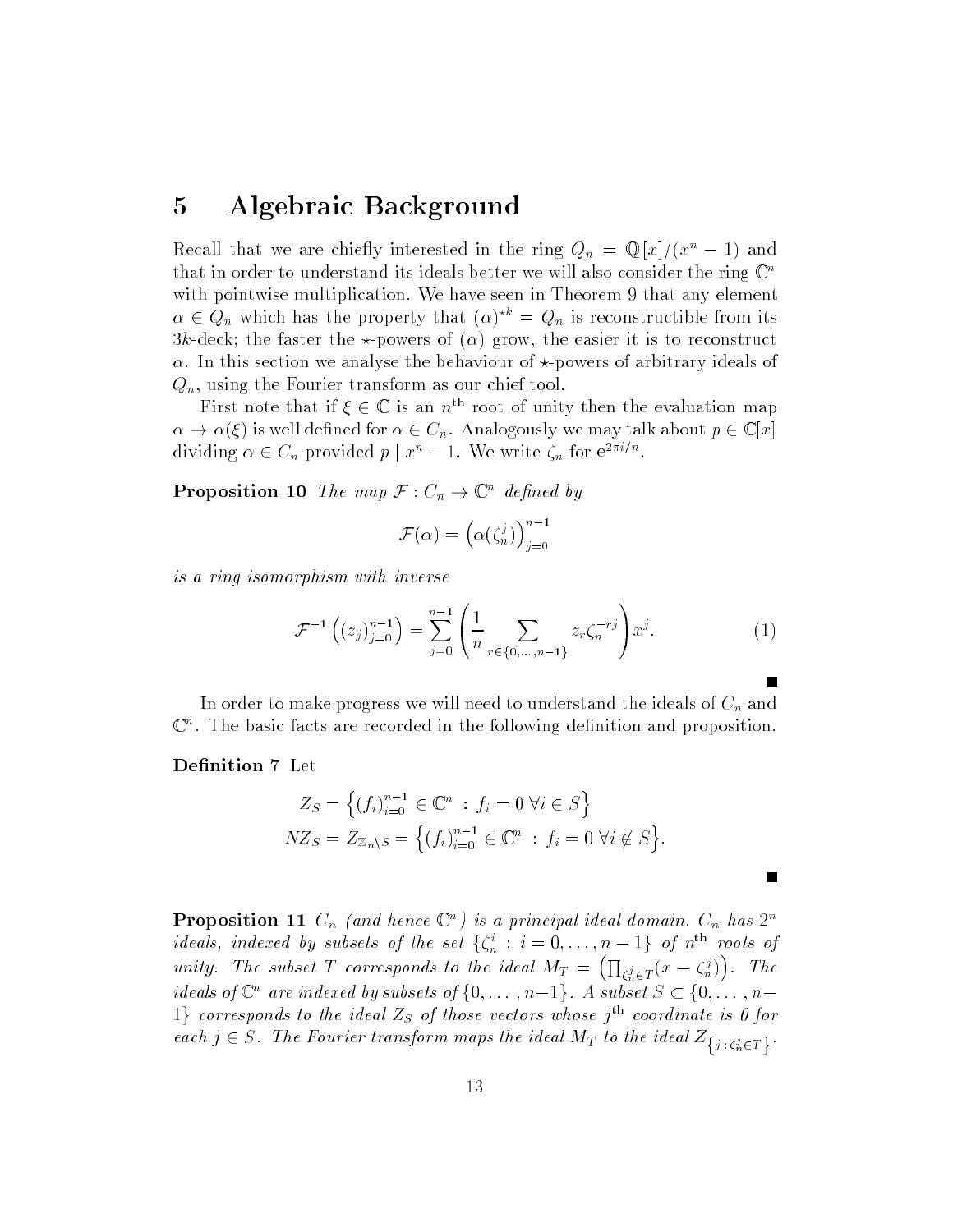# 5 Algebraic Background

Recall that we are chiefly interested in the ring $Q_n = \mathbb{Q}[x]/(x^n - 1)$ and that in order to understand its ideals better we will also consider the ring $\mathbb{C}^n$ with pointwise multiplication. We have seen in Theorem 9 that any element $\alpha \in Q_n$ which has the property that $(\alpha)^{\star k} = Q_n$ is reconstructible from its $3k$-deck; the faster the $\star$-powers of $(\alpha)$ grow, the easier it is to reconstruct $\alpha$. In this section we analyse the behaviour of $\star$-powers of arbitrary ideals of $Q_n$, using the Fourier transform as our chief tool.

First note that if $\xi \in \mathbb{C}$ is an $n^{\text{th}}$ root of unity then the evaluation map $\alpha \mapsto \alpha(\xi)$ is well defined for $\alpha \in C_n$. Analogously we may talk about $p \in \mathbb{C}[x]$ dividing $\alpha \in C_n$ provided $p \mid x^n - 1$. We write $\zeta_n$ for $e^{2\pi i/n}$.

**Proposition 10** *The map $\mathcal{F} : C_n \to \mathbb{C}^n$ defined by*

$$\mathcal{F}(\alpha) = \left(\alpha(\zeta_n^j)\right)_{j=0}^{n-1}$$

*is a ring isomorphism with inverse*

$$\mathcal{F}^{-1}\left((z_j)_{j=0}^{n-1}\right) = \sum_{j=0}^{n-1}\left(\frac{1}{n}\sum_{r\in\{0,\dots,n-1\}} z_r \zeta_n^{-rj}\right)x^j. \tag{1}$$

■

In order to make progress we will need to understand the ideals of $C_n$ and $\mathbb{C}^n$. The basic facts are recorded in the following definition and proposition.

**Definition 7** Let

$$Z_S = \left\{(f_i)_{i=0}^{n-1} \in \mathbb{C}^n \;:\; f_i = 0 \;\forall i \in S\right\}$$
$$NZ_S = Z_{\mathbb{Z}_n \setminus S} = \left\{(f_i)_{i=0}^{n-1} \in \mathbb{C}^n \;:\; f_i = 0 \;\forall i \notin S\right\}.$$

■

**Proposition 11** *$C_n$ (and hence $\mathbb{C}^n$) is a principal ideal domain. $C_n$ has $2^n$ ideals, indexed by subsets of the set $\{\zeta_n^i : i = 0, \dots, n-1\}$ of $n^{\text{th}}$ roots of unity. The subset $T$ corresponds to the ideal $M_T = \left(\prod_{\zeta_n^j \in T}(x - \zeta_n^j)\right)$. The ideals of $\mathbb{C}^n$ are indexed by subsets of $\{0, \dots, n-1\}$. A subset $S \subset \{0, \dots, n-1\}$ corresponds to the ideal $Z_S$ of those vectors whose $j^{\text{th}}$ coordinate is 0 for each $j \in S$. The Fourier transform maps the ideal $M_T$ to the ideal $Z_{\{j \,:\, \zeta_n^j \in T\}}$.*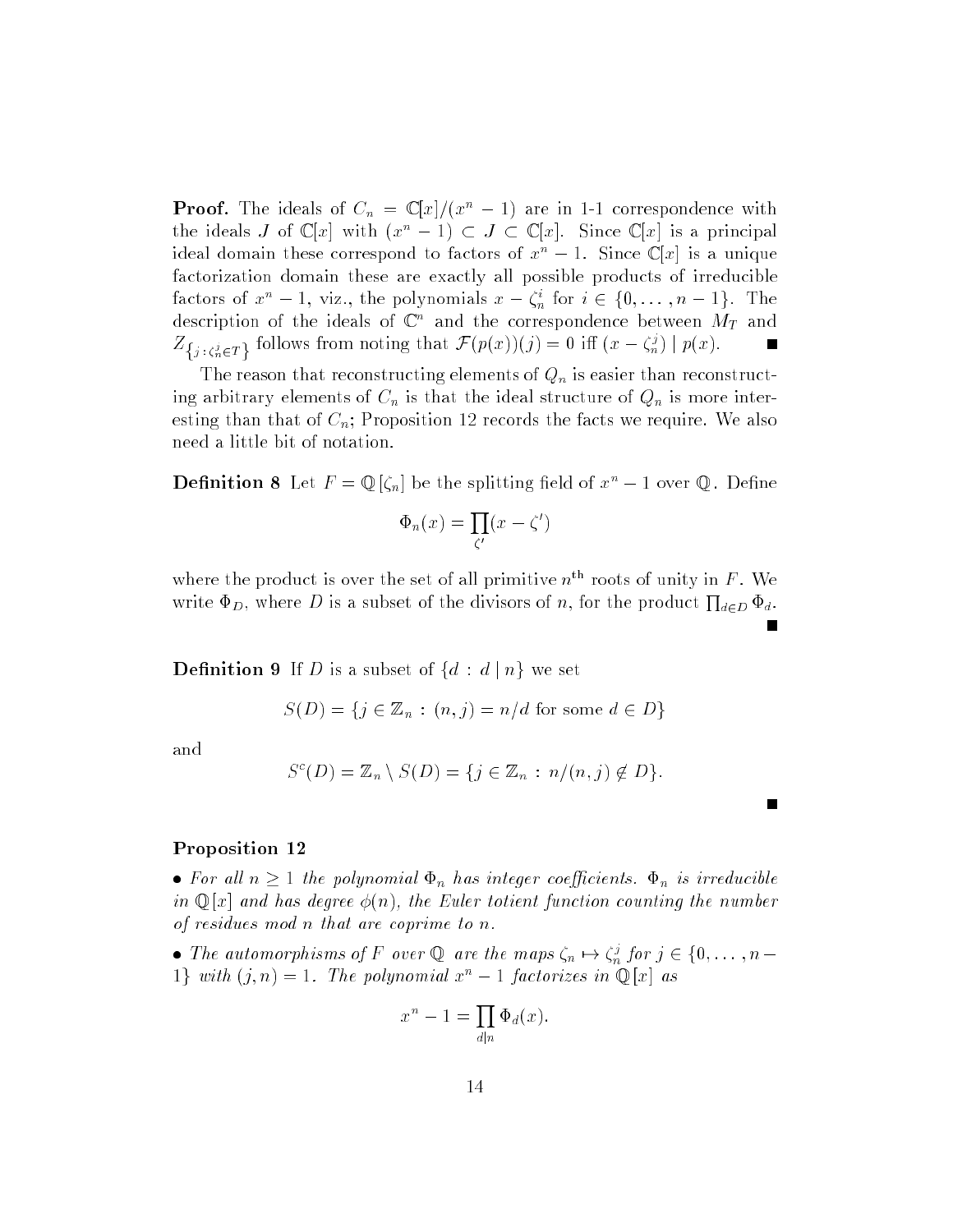**Proof.** The ideals of $C_n = \mathbb{C}[x]/(x^n - 1)$ are in 1-1 correspondence with the ideals $J$ of $\mathbb{C}[x]$ with $(x^n - 1) \subset J \subset \mathbb{C}[x]$. Since $\mathbb{C}[x]$ is a principal ideal domain these correspond to factors of $x^n - 1$. Since $\mathbb{C}[x]$ is a unique factorization domain these are exactly all possible products of irreducible factors of $x^n - 1$, viz., the polynomials $x - \zeta_n^i$ for $i \in \{0, \ldots, n-1\}$. The description of the ideals of $\mathbb{C}^n$ and the correspondence between $M_T$ and $Z_{\{j \,:\, \zeta_n^j \in T\}}$ follows from noting that $\mathcal{F}(p(x))(j) = 0$ iff $(x - \zeta_n^j) \mid p(x)$. ∎

The reason that reconstructing elements of $Q_n$ is easier than reconstructing arbitrary elements of $C_n$ is that the ideal structure of $Q_n$ is more interesting than that of $C_n$; Proposition 12 records the facts we require. We also need a little bit of notation.

**Definition 8** Let $F = \mathbb{Q}[\zeta_n]$ be the splitting field of $x^n - 1$ over $\mathbb{Q}$. Define

$$\Phi_n(x) = \prod_{\zeta'} (x - \zeta')$$

where the product is over the set of all primitive $n^{\text{th}}$ roots of unity in $F$. We write $\Phi_D$, where $D$ is a subset of the divisors of $n$, for the product $\prod_{d \in D} \Phi_d$. ∎

**Definition 9** If $D$ is a subset of $\{d : d \mid n\}$ we set

$$S(D) = \{j \in \mathbb{Z}_n : (n, j) = n/d \text{ for some } d \in D\}$$

and

$$S^c(D) = \mathbb{Z}_n \setminus S(D) = \{j \in \mathbb{Z}_n : n/(n, j) \notin D\}.$$

∎

**Proposition 12**

- *For all $n \geq 1$ the polynomial $\Phi_n$ has integer coefficients. $\Phi_n$ is irreducible in $\mathbb{Q}[x]$ and has degree $\phi(n)$, the Euler totient function counting the number of residues mod $n$ that are coprime to $n$.*

- *The automorphisms of $F$ over $\mathbb{Q}$ are the maps $\zeta_n \mapsto \zeta_n^j$ for $j \in \{0, \ldots, n-1\}$ with $(j, n) = 1$. The polynomial $x^n - 1$ factorizes in $\mathbb{Q}[x]$ as*

$$x^n - 1 = \prod_{d \mid n} \Phi_d(x).$$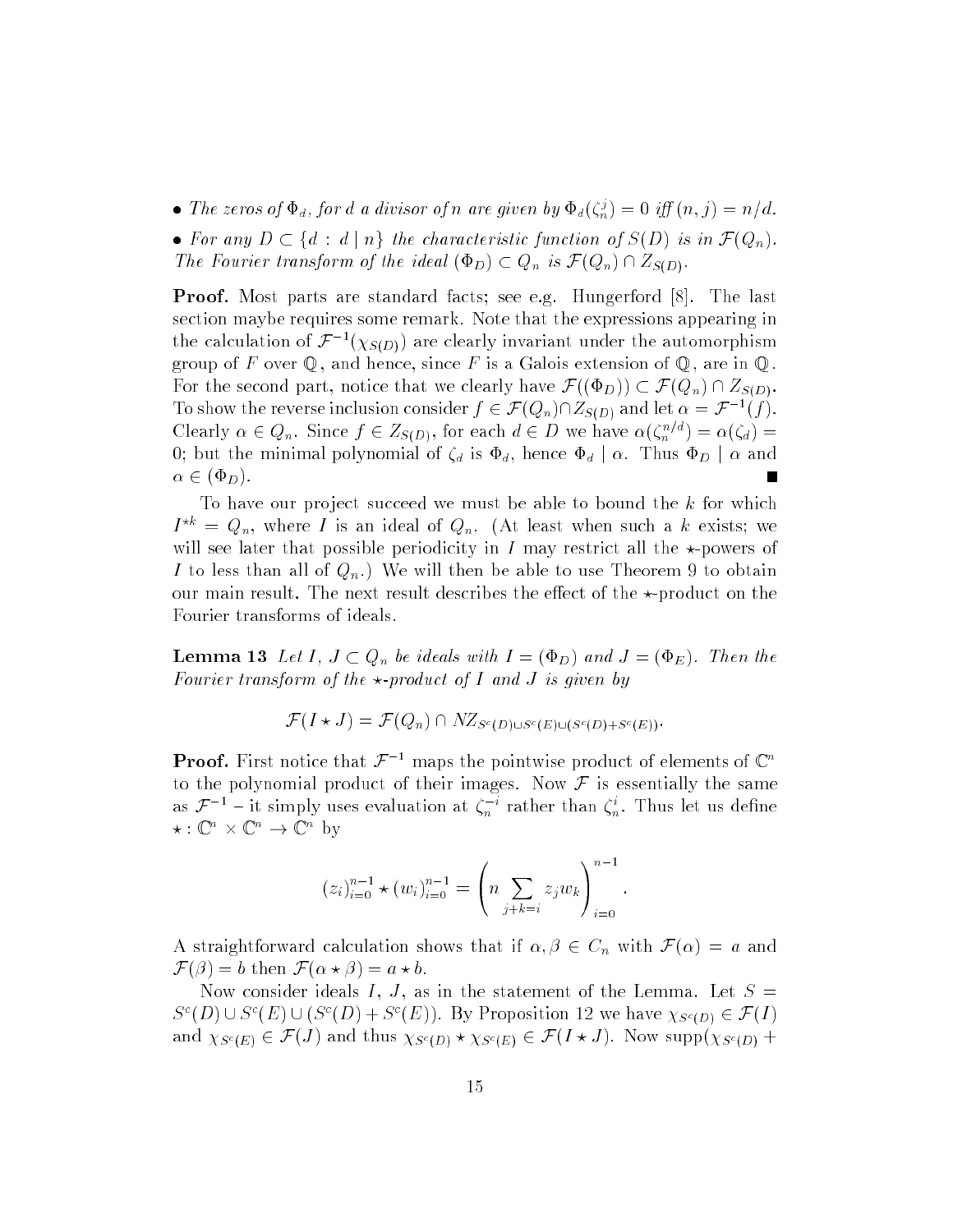- *The zeros of $\Phi_d$, for $d$ a divisor of $n$ are given by $\Phi_d(\zeta_n^j) = 0$ iff $(n, j) = n/d$.*
- *For any $D \subset \{d : d \mid n\}$ the characteristic function of $S(D)$ is in $\mathcal{F}(Q_n)$. The Fourier transform of the ideal $(\Phi_D) \subset Q_n$ is $\mathcal{F}(Q_n) \cap Z_{S(D)}$.*

**Proof.** Most parts are standard facts; see e.g. Hungerford [8]. The last section maybe requires some remark. Note that the expressions appearing in the calculation of $\mathcal{F}^{-1}(\chi_{S(D)})$ are clearly invariant under the automorphism group of $F$ over $\mathbb{Q}$, and hence, since $F$ is a Galois extension of $\mathbb{Q}$, are in $\mathbb{Q}$. For the second part, notice that we clearly have $\mathcal{F}((\Phi_D)) \subset \mathcal{F}(Q_n) \cap Z_{S(D)}$. To show the reverse inclusion consider $f \in \mathcal{F}(Q_n) \cap Z_{S(D)}$ and let $\alpha = \mathcal{F}^{-1}(f)$. Clearly $\alpha \in Q_n$. Since $f \in Z_{S(D)}$, for each $d \in D$ we have $\alpha(\zeta_n^{n/d}) = \alpha(\zeta_d) = 0$; but the minimal polynomial of $\zeta_d$ is $\Phi_d$, hence $\Phi_d \mid \alpha$. Thus $\Phi_D \mid \alpha$ and $\alpha \in (\Phi_D)$. ∎

To have our project succeed we must be able to bound the $k$ for which $I^{\star k} = Q_n$, where $I$ is an ideal of $Q_n$. (At least when such a $k$ exists; we will see later that possible periodicity in $I$ may restrict all the $\star$-powers of $I$ to less than all of $Q_n$.) We will then be able to use Theorem 9 to obtain our main result. The next result describes the effect of the $\star$-product on the Fourier transforms of ideals.

**Lemma 13** *Let $I$, $J \subset Q_n$ be ideals with $I = (\Phi_D)$ and $J = (\Phi_E)$. Then the Fourier transform of the $\star$-product of $I$ and $J$ is given by*

$$\mathcal{F}(I \star J) = \mathcal{F}(Q_n) \cap NZ_{S^c(D) \cup S^c(E) \cup (S^c(D) + S^c(E))}.$$

**Proof.** First notice that $\mathcal{F}^{-1}$ maps the pointwise product of elements of $\mathbb{C}^n$ to the polynomial product of their images. Now $\mathcal{F}$ is essentially the same as $\mathcal{F}^{-1}$ – it simply uses evaluation at $\zeta_n^{-i}$ rather than $\zeta_n^i$. Thus let us define $\star : \mathbb{C}^n \times \mathbb{C}^n \to \mathbb{C}^n$ by

$$(z_i)_{i=0}^{n-1} \star (w_i)_{i=0}^{n-1} = \left( n \sum_{j+k=i} z_j w_k \right)_{i=0}^{n-1}.$$

A straightforward calculation shows that if $\alpha, \beta \in C_n$ with $\mathcal{F}(\alpha) = a$ and $\mathcal{F}(\beta) = b$ then $\mathcal{F}(\alpha \star \beta) = a \star b$.

Now consider ideals $I$, $J$, as in the statement of the Lemma. Let $S = S^c(D) \cup S^c(E) \cup (S^c(D) + S^c(E))$. By Proposition 12 we have $\chi_{S^c(D)} \in \mathcal{F}(I)$ and $\chi_{S^c(E)} \in \mathcal{F}(J)$ and thus $\chi_{S^c(D)} \star \chi_{S^c(E)} \in \mathcal{F}(I \star J)$. Now $\mathrm{supp}(\chi_{S^c(D)} +$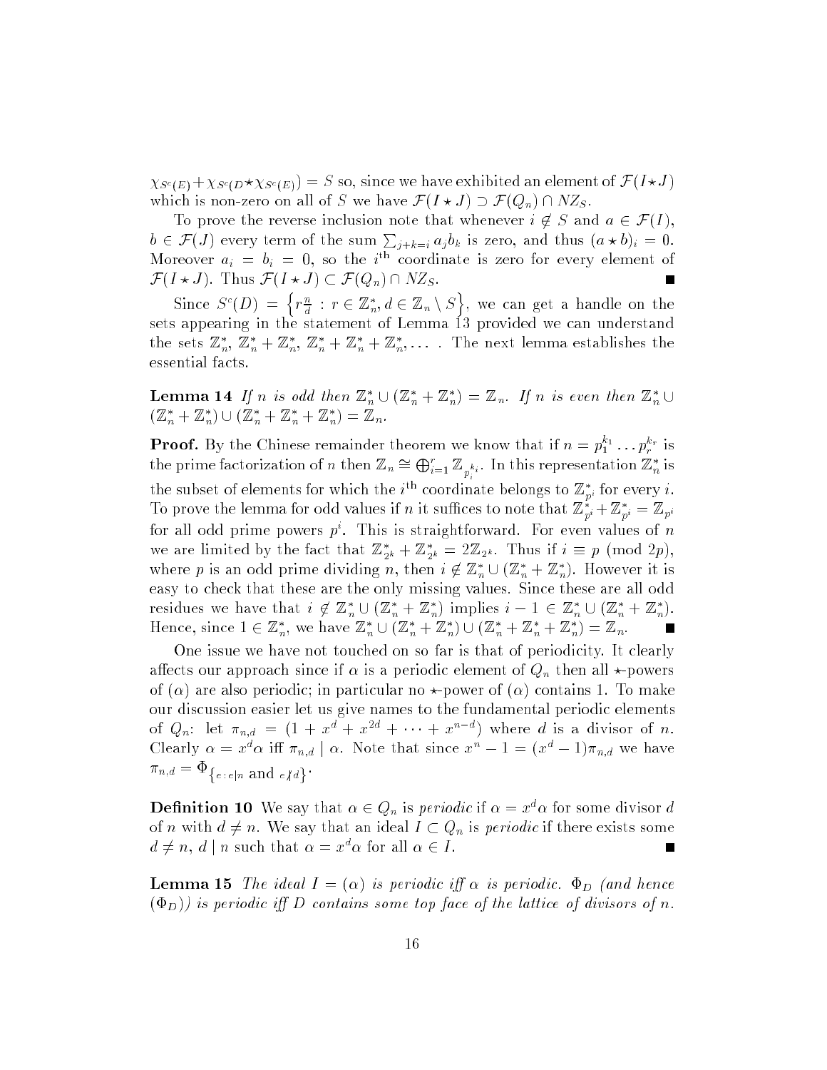$\chi_{S^c(E)} + \chi_{S^c(D \star \chi_{S^c(E)})} = S$ so, since we have exhibited an element of $\mathcal{F}(I \star J)$ which is non-zero on all of $S$ we have $\mathcal{F}(I \star J) \supset \mathcal{F}(Q_n) \cap NZ_S$.

To prove the reverse inclusion note that whenever $i \notin S$ and $a \in \mathcal{F}(I)$, $b \in \mathcal{F}(J)$ every term of the sum $\sum_{j+k=i} a_j b_k$ is zero, and thus $(a \star b)_i = 0$. Moreover $a_i = b_i = 0$, so the $i^{\text{th}}$ coordinate is zero for every element of $\mathcal{F}(I \star J)$. Thus $\mathcal{F}(I \star J) \subset \mathcal{F}(Q_n) \cap NZ_S$. ∎

Since $S^c(D) = \left\{ r\frac{n}{d} : r \in \mathbb{Z}_n^*, d \in \mathbb{Z}_n \setminus S \right\}$, we can get a handle on the sets appearing in the statement of Lemma 13 provided we can understand the sets $\mathbb{Z}_n^*$, $\mathbb{Z}_n^* + \mathbb{Z}_n^*$, $\mathbb{Z}_n^* + \mathbb{Z}_n^* + \mathbb{Z}_n^*, \ldots$ . The next lemma establishes the essential facts.

**Lemma 14** *If $n$ is odd then $\mathbb{Z}_n^* \cup (\mathbb{Z}_n^* + \mathbb{Z}_n^*) = \mathbb{Z}_n$. If $n$ is even then $\mathbb{Z}_n^* \cup (\mathbb{Z}_n^* + \mathbb{Z}_n^*) \cup (\mathbb{Z}_n^* + \mathbb{Z}_n^* + \mathbb{Z}_n^*) = \mathbb{Z}_n$.*

**Proof.** By the Chinese remainder theorem we know that if $n = p_1^{k_1} \ldots p_r^{k_r}$ is the prime factorization of $n$ then $\mathbb{Z}_n \cong \bigoplus_{i=1}^r \mathbb{Z}_{p_i^{k_i}}$. In this representation $\mathbb{Z}_n^*$ is the subset of elements for which the $i^{\text{th}}$ coordinate belongs to $\mathbb{Z}_{p^i}^*$ for every $i$. To prove the lemma for odd values if $n$ it suffices to note that $\mathbb{Z}_{p^i}^* + \mathbb{Z}_{p^i}^* = \mathbb{Z}_{p^i}$ for all odd prime powers $p^i$. This is straightforward. For even values of $n$ we are limited by the fact that $\mathbb{Z}_{2^k}^* + \mathbb{Z}_{2^k}^* = 2\mathbb{Z}_{2^k}$. Thus if $i \equiv p \pmod{2p}$, where $p$ is an odd prime dividing $n$, then $i \notin \mathbb{Z}_n^* \cup (\mathbb{Z}_n^* + \mathbb{Z}_n^*)$. However it is easy to check that these are the only missing values. Since these are all odd residues we have that $i \notin \mathbb{Z}_n^* \cup (\mathbb{Z}_n^* + \mathbb{Z}_n^*)$ implies $i - 1 \in \mathbb{Z}_n^* \cup (\mathbb{Z}_n^* + \mathbb{Z}_n^*)$. Hence, since $1 \in \mathbb{Z}_n^*$, we have $\mathbb{Z}_n^* \cup (\mathbb{Z}_n^* + \mathbb{Z}_n^*) \cup (\mathbb{Z}_n^* + \mathbb{Z}_n^* + \mathbb{Z}_n^*) = \mathbb{Z}_n$. ∎

One issue we have not touched on so far is that of periodicity. It clearly affects our approach since if $\alpha$ is a periodic element of $Q_n$ then all $\star$-powers of $(\alpha)$ are also periodic; in particular no $\star$-power of $(\alpha)$ contains 1. To make our discussion easier let us give names to the fundamental periodic elements of $Q_n$: let $\pi_{n,d} = (1 + x^d + x^{2d} + \cdots + x^{n-d})$ where $d$ is a divisor of $n$. Clearly $\alpha = x^d \alpha$ iff $\pi_{n,d} \mid \alpha$. Note that since $x^n - 1 = (x^d - 1)\pi_{n,d}$ we have $\pi_{n,d} = \Phi_{\{e : e \mid n \text{ and } e \nmid d\}}$.

**Definition 10** We say that $\alpha \in Q_n$ is *periodic* if $\alpha = x^d \alpha$ for some divisor $d$ of $n$ with $d \neq n$. We say that an ideal $I \subset Q_n$ is *periodic* if there exists some $d \neq n$, $d \mid n$ such that $\alpha = x^d \alpha$ for all $\alpha \in I$. ∎

**Lemma 15** *The ideal $I = (\alpha)$ is periodic iff $\alpha$ is periodic. $\Phi_D$ (and hence $(\Phi_D)$) is periodic iff $D$ contains some top face of the lattice of divisors of $n$.*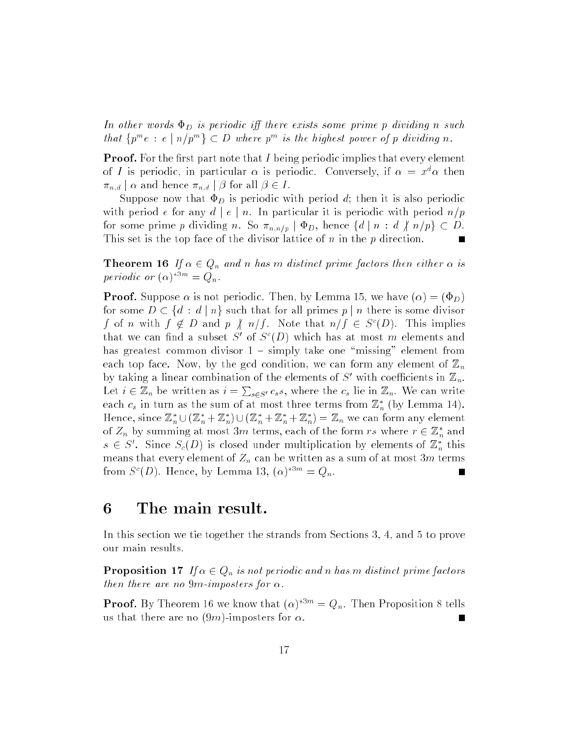*In other words $\Phi_D$ is periodic iff there exists some prime $p$ dividing $n$ such that $\{p^m e : e \mid n/p^m\} \subset D$ where $p^m$ is the highest power of $p$ dividing $n$.*

**Proof.** For the first part note that $I$ being periodic implies that every element of $I$ is periodic, in particular $\alpha$ is periodic. Conversely, if $\alpha = x^d \alpha$ then $\pi_{n,d} \mid \alpha$ and hence $\pi_{n,d} \mid \beta$ for all $\beta \in I$.

Suppose now that $\Phi_D$ is periodic with period $d$; then it is also periodic with period $e$ for any $d \mid e \mid n$. In particular it is periodic with period $n/p$ for some prime $p$ dividing $n$. So $\pi_{n,n/p} \mid \Phi_D$, hence $\{d \mid n : d \nmid n/p\} \subset D$. This set is the top face of the divisor lattice of $n$ in the $p$ direction. ∎

**Theorem 16** *If $\alpha \in Q_n$ and $n$ has $m$ distinct prime factors then either $\alpha$ is periodic or $(\alpha)^{\star 3m} = Q_n$.*

**Proof.** Suppose $\alpha$ is not periodic. Then, by Lemma 15, we have $(\alpha) = (\Phi_D)$ for some $D \subset \{d : d \mid n\}$ such that for all primes $p \mid n$ there is some divisor $f$ of $n$ with $f \notin D$ and $p \nmid n/f$. Note that $n/f \in S^c(D)$. This implies that we can find a subset $S'$ of $S^c(D)$ which has at most $m$ elements and has greatest common divisor 1 – simply take one "missing" element from each top face. Now, by the gcd condition, we can form any element of $\mathbb{Z}_n$ by taking a linear combination of the elements of $S'$ with coefficients in $\mathbb{Z}_n$. Let $i \in \mathbb{Z}_n$ be written as $i = \sum_{s \in S'} c_s s$, where the $c_s$ lie in $\mathbb{Z}_n$. We can write each $c_s$ in turn as the sum of at most three terms from $\mathbb{Z}_n^*$ (by Lemma 14). Hence, since $\mathbb{Z}_n^* \cup (\mathbb{Z}_n^* + \mathbb{Z}_n^*) \cup (\mathbb{Z}_n^* + \mathbb{Z}_n^* + \mathbb{Z}_n^*) = \mathbb{Z}_n$ we can form any element of $Z_n$ by summing at most $3m$ terms, each of the form $rs$ where $r \in \mathbb{Z}_n^*$ and $s \in S'$. Since $S_c(D)$ is closed under multiplication by elements of $\mathbb{Z}_n^*$ this means that every element of $Z_n$ can be written as a sum of at most $3m$ terms from $S^c(D)$. Hence, by Lemma 13, $(\alpha)^{\star 3m} = Q_n$. ∎

# 6 The main result.

In this section we tie together the strands from Sections 3, 4, and 5 to prove our main results.

**Proposition 17** *If $\alpha \in Q_n$ is not periodic and $n$ has $m$ distinct prime factors then there are no $9m$-imposters for $\alpha$.*

**Proof.** By Theorem 16 we know that $(\alpha)^{\star 3m} = Q_n$. Then Proposition 8 tells us that there are no $(9m)$-imposters for $\alpha$. ∎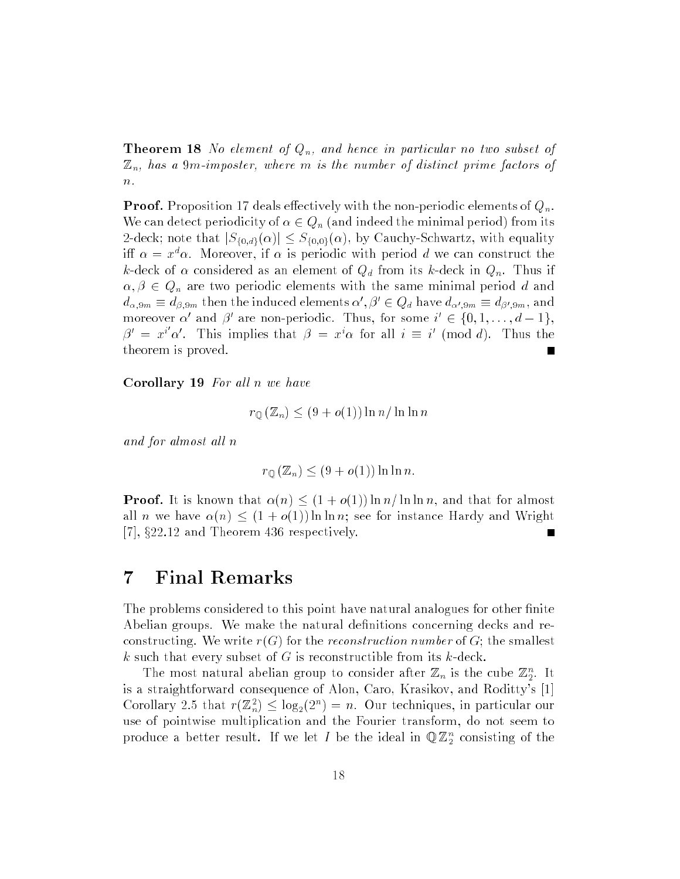**Theorem 18** *No element of $Q_n$, and hence in particular no two subset of $\mathbb{Z}_n$, has a $9m$-imposter, where $m$ is the number of distinct prime factors of $n$.*

**Proof.** Proposition 17 deals effectively with the non-periodic elements of $Q_n$. We can detect periodicity of $\alpha \in Q_n$ (and indeed the minimal period) from its 2-deck; note that $|S_{\{0,d\}}(\alpha)| \le S_{\{0,0\}}(\alpha)$, by Cauchy-Schwartz, with equality iff $\alpha = x^d \alpha$. Moreover, if $\alpha$ is periodic with period $d$ we can construct the $k$-deck of $\alpha$ considered as an element of $Q_d$ from its $k$-deck in $Q_n$. Thus if $\alpha, \beta \in Q_n$ are two periodic elements with the same minimal period $d$ and $d_{\alpha,9m} \equiv d_{\beta,9m}$ then the induced elements $\alpha', \beta' \in Q_d$ have $d_{\alpha',9m} \equiv d_{\beta',9m}$, and moreover $\alpha'$ and $\beta'$ are non-periodic. Thus, for some $i' \in \{0, 1, \ldots, d-1\}$, $\beta' = x^{i'} \alpha'$. This implies that $\beta = x^i \alpha$ for all $i \equiv i' \pmod{d}$. Thus the theorem is proved. ∎

**Corollary 19** *For all $n$ we have*

$$r_{\mathbb{Q}}(\mathbb{Z}_n) \le (9 + o(1)) \ln n / \ln \ln n$$

*and for almost all $n$*

$$r_{\mathbb{Q}}(\mathbb{Z}_n) \le (9 + o(1)) \ln \ln n.$$

**Proof.** It is known that $\alpha(n) \le (1 + o(1)) \ln n / \ln \ln n$, and that for almost all $n$ we have $\alpha(n) \le (1 + o(1)) \ln \ln n$; see for instance Hardy and Wright [7], §22.12 and Theorem 436 respectively. ∎

# 7 Final Remarks

The problems considered to this point have natural analogues for other finite Abelian groups. We make the natural definitions concerning decks and reconstructing. We write $r(G)$ for the *reconstruction number* of $G$; the smallest $k$ such that every subset of $G$ is reconstructible from its $k$-deck.

The most natural abelian group to consider after $\mathbb{Z}_n$ is the cube $\mathbb{Z}_2^n$. It is a straightforward consequence of Alon, Caro, Krasikov, and Roditty's [1] Corollary 2.5 that $r(\mathbb{Z}_n^2) \le \log_2(2^n) = n$. Our techniques, in particular our use of pointwise multiplication and the Fourier transform, do not seem to produce a better result. If we let $I$ be the ideal in $\mathbb{Q}\mathbb{Z}_2^n$ consisting of the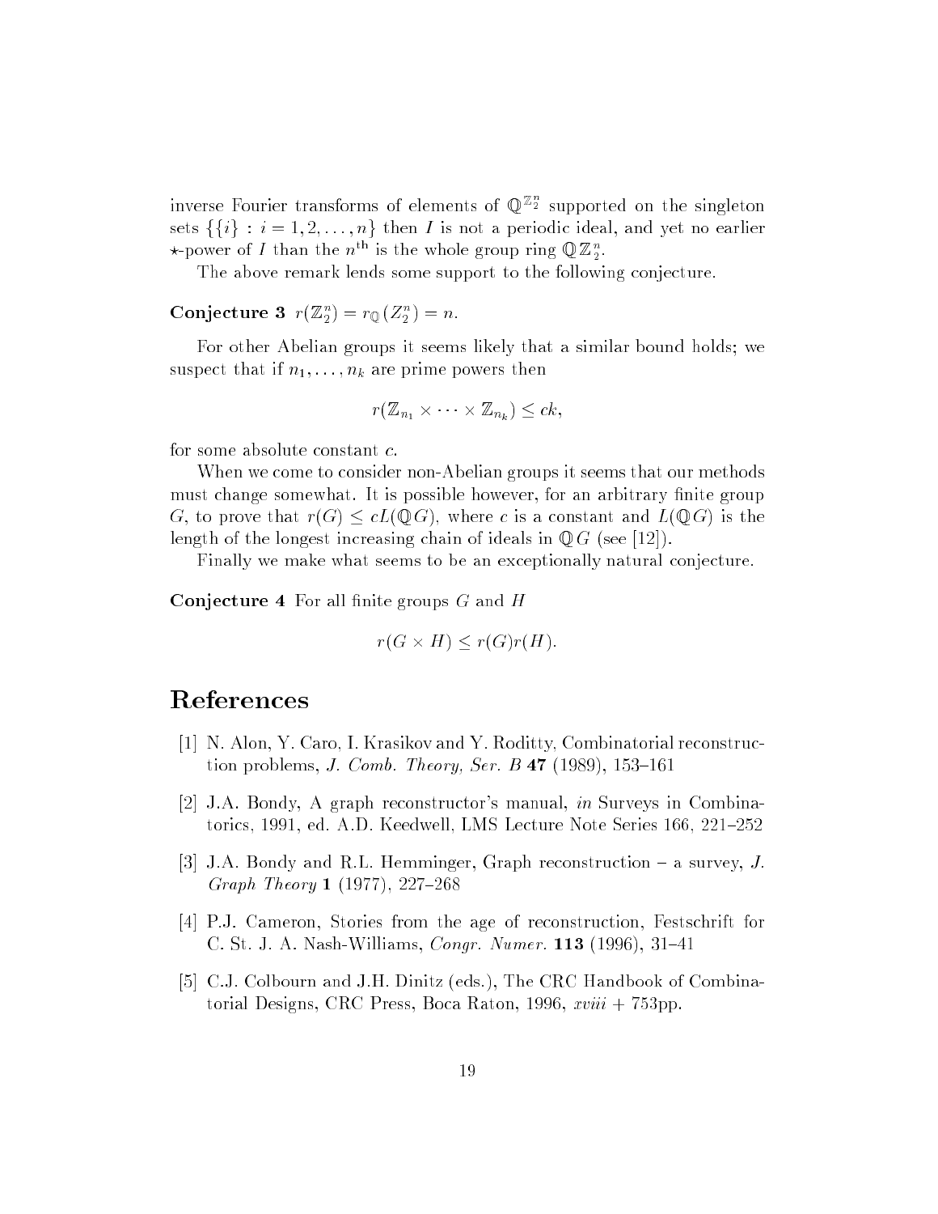inverse Fourier transforms of elements of $\mathbb{Q}^{\mathbb{Z}_2^n}$ supported on the singleton sets $\{\{i\} : i = 1, 2, \ldots, n\}$ then $I$ is not a periodic ideal, and yet no earlier $\star$-power of $I$ than the $n^{\text{th}}$ is the whole group ring $\mathbb{Q}\mathbb{Z}_2^n$.

The above remark lends some support to the following conjecture.

**Conjecture 3** $r(\mathbb{Z}_2^n) = r_{\mathbb{Q}}(Z_2^n) = n$.

For other Abelian groups it seems likely that a similar bound holds; we suspect that if $n_1, \ldots, n_k$ are prime powers then

$$r(\mathbb{Z}_{n_1} \times \cdots \times \mathbb{Z}_{n_k}) \leq ck,$$

for some absolute constant $c$.

When we come to consider non-Abelian groups it seems that our methods must change somewhat. It is possible however, for an arbitrary finite group $G$, to prove that $r(G) \leq cL(\mathbb{Q}G)$, where $c$ is a constant and $L(\mathbb{Q}G)$ is the length of the longest increasing chain of ideals in $\mathbb{Q}G$ (see [12]).

Finally we make what seems to be an exceptionally natural conjecture.

**Conjecture 4** For all finite groups $G$ and $H$

$$r(G \times H) \leq r(G)r(H).$$

# References

[1] N. Alon, Y. Caro, I. Krasikov and Y. Roditty, Combinatorial reconstruction problems, *J. Comb. Theory, Ser. B* **47** (1989), 153–161

[2] J.A. Bondy, A graph reconstructor's manual, *in* Surveys in Combinatorics, 1991, ed. A.D. Keedwell, LMS Lecture Note Series 166, 221–252

[3] J.A. Bondy and R.L. Hemminger, Graph reconstruction – a survey, *J. Graph Theory* **1** (1977), 227–268

[4] P.J. Cameron, Stories from the age of reconstruction, Festschrift for C. St. J. A. Nash-Williams, *Congr. Numer.* **113** (1996), 31–41

[5] C.J. Colbourn and J.H. Dinitz (eds.), The CRC Handbook of Combinatorial Designs, CRC Press, Boca Raton, 1996, *xviii* + 753pp.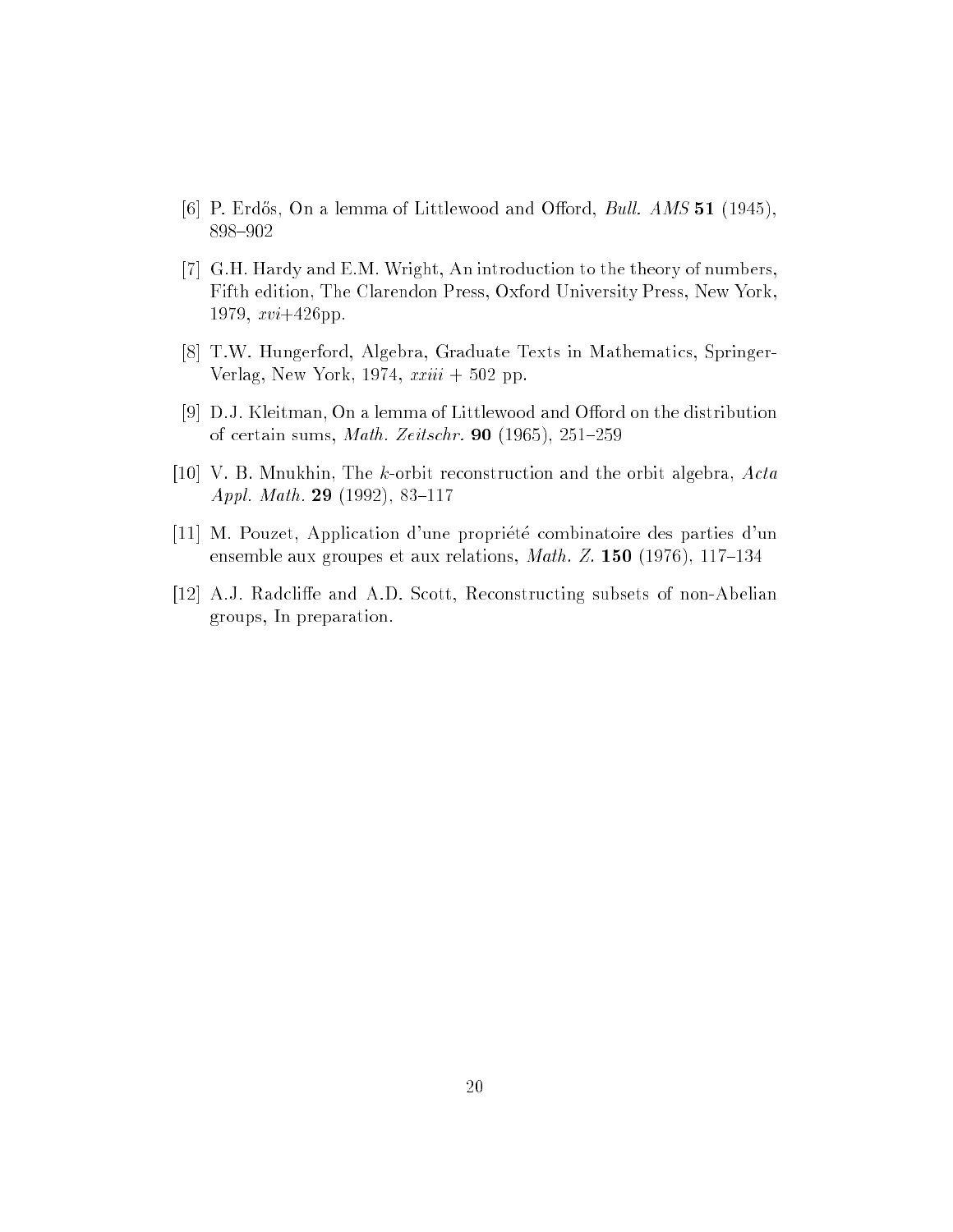[6] P. Erdős, On a lemma of Littlewood and Offord, *Bull. AMS* **51** (1945), 898–902

[7] G.H. Hardy and E.M. Wright, An introduction to the theory of numbers, Fifth edition, The Clarendon Press, Oxford University Press, New York, 1979, *xvi*+426pp.

[8] T.W. Hungerford, Algebra, Graduate Texts in Mathematics, Springer-Verlag, New York, 1974, *xxiii* + 502 pp.

[9] D.J. Kleitman, On a lemma of Littlewood and Offord on the distribution of certain sums, *Math. Zeitschr.* **90** (1965), 251–259

[10] V. B. Mnukhin, The $k$-orbit reconstruction and the orbit algebra, *Acta Appl. Math.* **29** (1992), 83–117

[11] M. Pouzet, Application d'une propriété combinatoire des parties d'un ensemble aux groupes et aux relations, *Math. Z.* **150** (1976), 117–134

[12] A.J. Radcliffe and A.D. Scott, Reconstructing subsets of non-Abelian groups, In preparation.